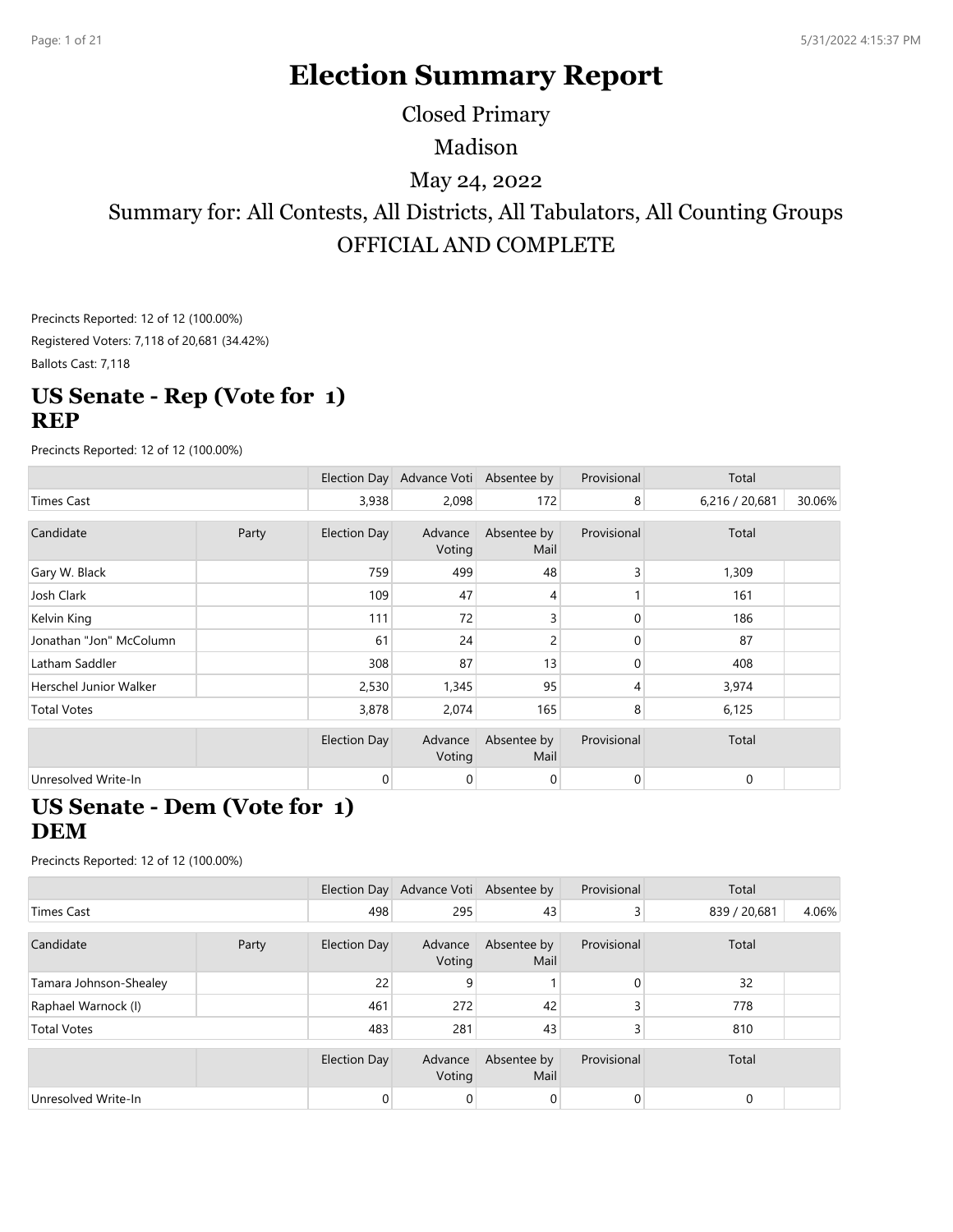# Election Summary Report

Closed Primary

Madison

May 24, 2022

Summary for: All Contests, All Districts, All Tabulators, All Counting Groups

OFFICIAL AND COMPLETE

Precincts Reported: 12 of 12 (100.00%)

Registered Voters: 7,118 of 20,681 (34.42%)

Ballots Cast: 7,118

## US Senate - Rep (Vote for 1)
## REP

Precincts Reported: 12 of 12 (100.00%)

| | | Election Day | Advance Voti | Absentee by | Provisional | Total | |
|---|---|---|---|---|---|---|---|
| Times Cast | | 3,938 | 2,098 | 172 | 8 | 6,216 / 20,681 | 30.06% |

| Candidate | Party | Election Day | Advance Voting | Absentee by Mail | Provisional | Total | |
|---|---|---|---|---|---|---|---|
| Gary W. Black | | 759 | 499 | 48 | 3 | 1,309 | |
| Josh Clark | | 109 | 47 | 4 | 1 | 161 | |
| Kelvin King | | 111 | 72 | 3 | 0 | 186 | |
| Jonathan "Jon" McColumn | | 61 | 24 | 2 | 0 | 87 | |
| Latham Saddler | | 308 | 87 | 13 | 0 | 408 | |
| Herschel Junior Walker | | 2,530 | 1,345 | 95 | 4 | 3,974 | |
| Total Votes | | 3,878 | 2,074 | 165 | 8 | 6,125 | |

| | | Election Day | Advance Voting | Absentee by Mail | Provisional | Total | |
|---|---|---|---|---|---|---|---|
| Unresolved Write-In | | 0 | 0 | 0 | 0 | 0 | |

## US Senate - Dem (Vote for 1)
## DEM

Precincts Reported: 12 of 12 (100.00%)

| | | Election Day | Advance Voti | Absentee by | Provisional | Total | |
|---|---|---|---|---|---|---|---|
| Times Cast | | 498 | 295 | 43 | 3 | 839 / 20,681 | 4.06% |

| Candidate | Party | Election Day | Advance Voting | Absentee by Mail | Provisional | Total | |
|---|---|---|---|---|---|---|---|
| Tamara Johnson-Shealey | | 22 | 9 | 1 | 0 | 32 | |
| Raphael Warnock (I) | | 461 | 272 | 42 | 3 | 778 | |
| Total Votes | | 483 | 281 | 43 | 3 | 810 | |

| | | Election Day | Advance Voting | Absentee by Mail | Provisional | Total | |
|---|---|---|---|---|---|---|---|
| Unresolved Write-In | | 0 | 0 | 0 | 0 | 0 | |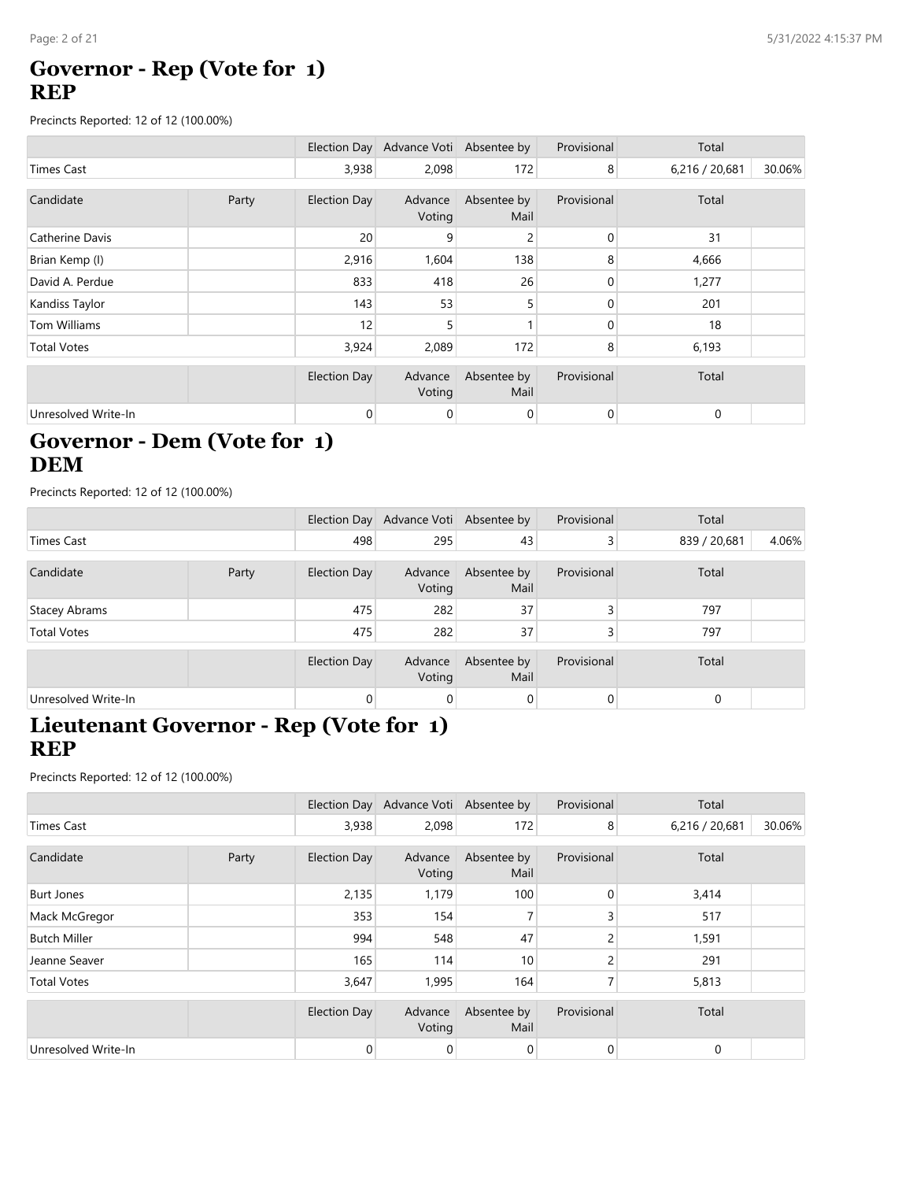## Governor - Rep (Vote for 1)
## REP

Precincts Reported: 12 of 12 (100.00%)

| | | Election Day | Advance Voti | Absentee by | Provisional | Total | |
|---|---|---|---|---|---|---|---|
| Times Cast | | 3,938 | 2,098 | 172 | 8 | 6,216 / 20,681 | 30.06% |

| Candidate | Party | Election Day | Advance Voting | Absentee by Mail | Provisional | Total | |
|---|---|---|---|---|---|---|---|
| Catherine Davis | | 20 | 9 | 2 | 0 | 31 | |
| Brian Kemp (I) | | 2,916 | 1,604 | 138 | 8 | 4,666 | |
| David A. Perdue | | 833 | 418 | 26 | 0 | 1,277 | |
| Kandiss Taylor | | 143 | 53 | 5 | 0 | 201 | |
| Tom Williams | | 12 | 5 | 1 | 0 | 18 | |
| Total Votes | | 3,924 | 2,089 | 172 | 8 | 6,193 | |

| | | Election Day | Advance Voting | Absentee by Mail | Provisional | Total | |
|---|---|---|---|---|---|---|---|
| Unresolved Write-In | | 0 | 0 | 0 | 0 | 0 | |

## Governor - Dem (Vote for 1)
## DEM

Precincts Reported: 12 of 12 (100.00%)

| | | Election Day | Advance Voti | Absentee by | Provisional | Total | |
|---|---|---|---|---|---|---|---|
| Times Cast | | 498 | 295 | 43 | 3 | 839 / 20,681 | 4.06% |

| Candidate | Party | Election Day | Advance Voting | Absentee by Mail | Provisional | Total | |
|---|---|---|---|---|---|---|---|
| Stacey Abrams | | 475 | 282 | 37 | 3 | 797 | |
| Total Votes | | 475 | 282 | 37 | 3 | 797 | |

| | | Election Day | Advance Voting | Absentee by Mail | Provisional | Total | |
|---|---|---|---|---|---|---|---|
| Unresolved Write-In | | 0 | 0 | 0 | 0 | 0 | |

## Lieutenant Governor - Rep (Vote for 1)
## REP

Precincts Reported: 12 of 12 (100.00%)

| | | Election Day | Advance Voti | Absentee by | Provisional | Total | |
|---|---|---|---|---|---|---|---|
| Times Cast | | 3,938 | 2,098 | 172 | 8 | 6,216 / 20,681 | 30.06% |

| Candidate | Party | Election Day | Advance Voting | Absentee by Mail | Provisional | Total | |
|---|---|---|---|---|---|---|---|
| Burt Jones | | 2,135 | 1,179 | 100 | 0 | 3,414 | |
| Mack McGregor | | 353 | 154 | 7 | 3 | 517 | |
| Butch Miller | | 994 | 548 | 47 | 2 | 1,591 | |
| Jeanne Seaver | | 165 | 114 | 10 | 2 | 291 | |
| Total Votes | | 3,647 | 1,995 | 164 | 7 | 5,813 | |

| | | Election Day | Advance Voting | Absentee by Mail | Provisional | Total | |
|---|---|---|---|---|---|---|---|
| Unresolved Write-In | | 0 | 0 | 0 | 0 | 0 | |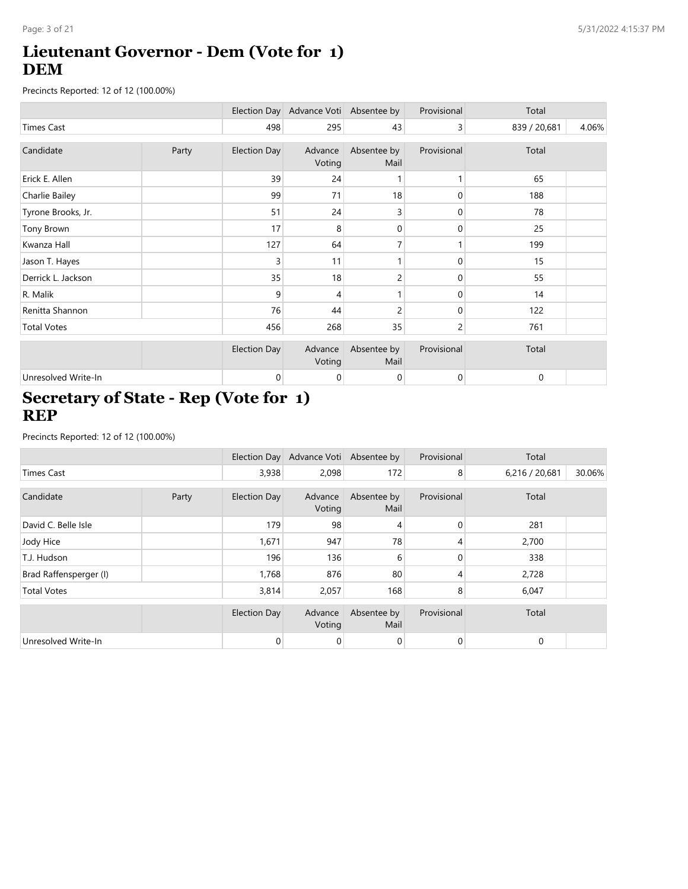# Lieutenant Governor - Dem (Vote for 1)
# DEM

Precincts Reported: 12 of 12 (100.00%)

| | Election Day | Advance Voti | Absentee by | Provisional | Total | |
|---|---|---|---|---|---|---|
| Times Cast | 498 | 295 | 43 | 3 | 839 / 20,681 | 4.06% |

| Candidate | Party | Election Day | Advance Voting | Absentee by Mail | Provisional | Total | |
|---|---|---|---|---|---|---|---|
| Erick E. Allen | | 39 | 24 | 1 | 1 | 65 | |
| Charlie Bailey | | 99 | 71 | 18 | 0 | 188 | |
| Tyrone Brooks, Jr. | | 51 | 24 | 3 | 0 | 78 | |
| Tony Brown | | 17 | 8 | 0 | 0 | 25 | |
| Kwanza Hall | | 127 | 64 | 7 | 1 | 199 | |
| Jason T. Hayes | | 3 | 11 | 1 | 0 | 15 | |
| Derrick L. Jackson | | 35 | 18 | 2 | 0 | 55 | |
| R. Malik | | 9 | 4 | 1 | 0 | 14 | |
| Renitta Shannon | | 76 | 44 | 2 | 0 | 122 | |
| Total Votes | | 456 | 268 | 35 | 2 | 761 | |

| | | Election Day | Advance Voting | Absentee by Mail | Provisional | Total | |
|---|---|---|---|---|---|---|---|
| Unresolved Write-In | | 0 | 0 | 0 | 0 | 0 | |

# Secretary of State - Rep (Vote for 1)
# REP

Precincts Reported: 12 of 12 (100.00%)

| | Election Day | Advance Voti | Absentee by | Provisional | Total | |
|---|---|---|---|---|---|---|
| Times Cast | 3,938 | 2,098 | 172 | 8 | 6,216 / 20,681 | 30.06% |

| Candidate | Party | Election Day | Advance Voting | Absentee by Mail | Provisional | Total | |
|---|---|---|---|---|---|---|---|
| David C. Belle Isle | | 179 | 98 | 4 | 0 | 281 | |
| Jody Hice | | 1,671 | 947 | 78 | 4 | 2,700 | |
| T.J. Hudson | | 196 | 136 | 6 | 0 | 338 | |
| Brad Raffensperger (I) | | 1,768 | 876 | 80 | 4 | 2,728 | |
| Total Votes | | 3,814 | 2,057 | 168 | 8 | 6,047 | |

| | | Election Day | Advance Voting | Absentee by Mail | Provisional | Total | |
|---|---|---|---|---|---|---|---|
| Unresolved Write-In | | 0 | 0 | 0 | 0 | 0 | |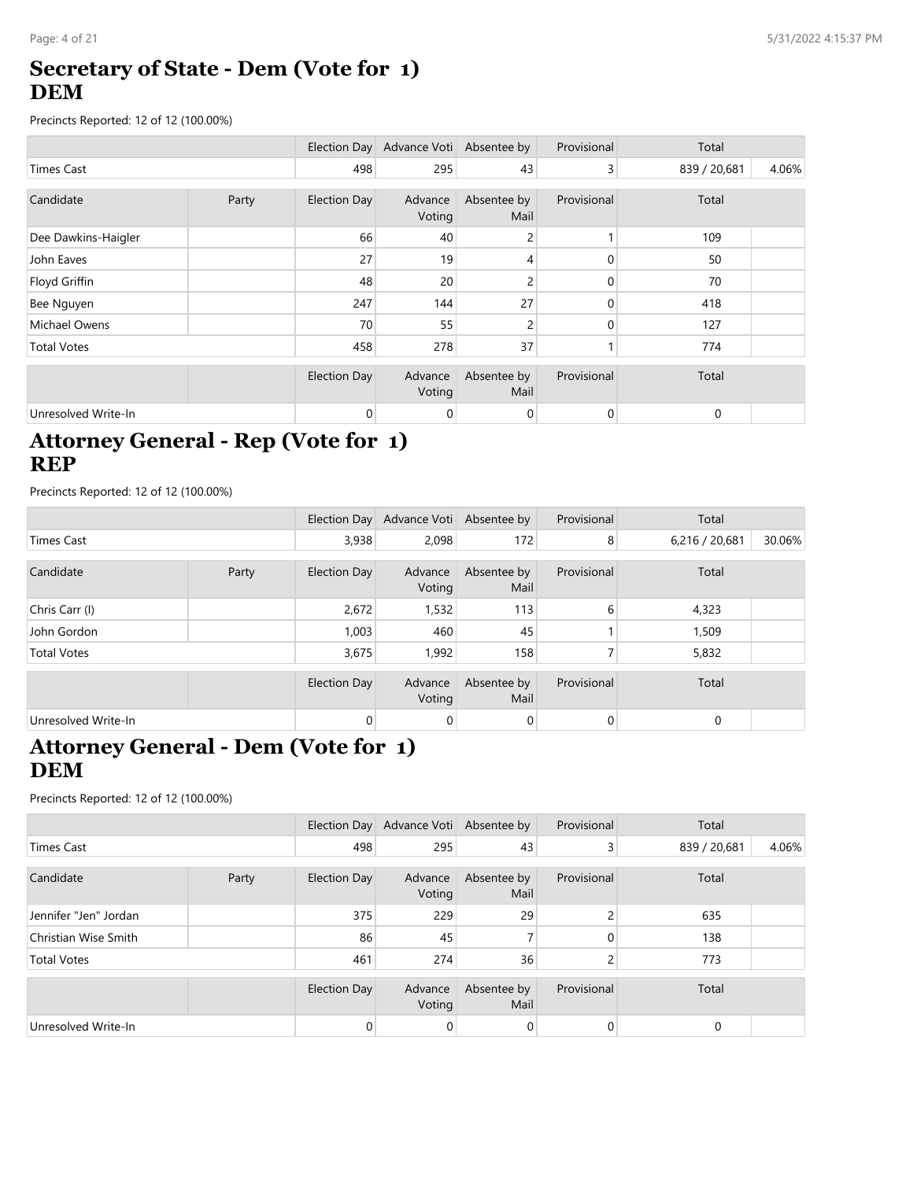# Secretary of State - Dem (Vote for 1)
# DEM

Precincts Reported: 12 of 12 (100.00%)

| | | Election Day | Advance Voti | Absentee by | Provisional | Total | |
|---|---|---|---|---|---|---|---|
| Times Cast | | 498 | 295 | 43 | 3 | 839 / 20,681 | 4.06% |

| Candidate | Party | Election Day | Advance Voting | Absentee by Mail | Provisional | Total | |
|---|---|---|---|---|---|---|---|
| Dee Dawkins-Haigler | | 66 | 40 | 2 | 1 | 109 | |
| John Eaves | | 27 | 19 | 4 | 0 | 50 | |
| Floyd Griffin | | 48 | 20 | 2 | 0 | 70 | |
| Bee Nguyen | | 247 | 144 | 27 | 0 | 418 | |
| Michael Owens | | 70 | 55 | 2 | 0 | 127 | |
| Total Votes | | 458 | 278 | 37 | 1 | 774 | |

| | | Election Day | Advance Voting | Absentee by Mail | Provisional | Total | |
|---|---|---|---|---|---|---|---|
| Unresolved Write-In | | 0 | 0 | 0 | 0 | 0 | |

# Attorney General - Rep (Vote for 1)
# REP

Precincts Reported: 12 of 12 (100.00%)

| | | Election Day | Advance Voti | Absentee by | Provisional | Total | |
|---|---|---|---|---|---|---|---|
| Times Cast | | 3,938 | 2,098 | 172 | 8 | 6,216 / 20,681 | 30.06% |

| Candidate | Party | Election Day | Advance Voting | Absentee by Mail | Provisional | Total | |
|---|---|---|---|---|---|---|---|
| Chris Carr (I) | | 2,672 | 1,532 | 113 | 6 | 4,323 | |
| John Gordon | | 1,003 | 460 | 45 | 1 | 1,509 | |
| Total Votes | | 3,675 | 1,992 | 158 | 7 | 5,832 | |

| | | Election Day | Advance Voting | Absentee by Mail | Provisional | Total | |
|---|---|---|---|---|---|---|---|
| Unresolved Write-In | | 0 | 0 | 0 | 0 | 0 | |

# Attorney General - Dem (Vote for 1)
# DEM

Precincts Reported: 12 of 12 (100.00%)

| | | Election Day | Advance Voti | Absentee by | Provisional | Total | |
|---|---|---|---|---|---|---|---|
| Times Cast | | 498 | 295 | 43 | 3 | 839 / 20,681 | 4.06% |

| Candidate | Party | Election Day | Advance Voting | Absentee by Mail | Provisional | Total | |
|---|---|---|---|---|---|---|---|
| Jennifer "Jen" Jordan | | 375 | 229 | 29 | 2 | 635 | |
| Christian Wise Smith | | 86 | 45 | 7 | 0 | 138 | |
| Total Votes | | 461 | 274 | 36 | 2 | 773 | |

| | | Election Day | Advance Voting | Absentee by Mail | Provisional | Total | |
|---|---|---|---|---|---|---|---|
| Unresolved Write-In | | 0 | 0 | 0 | 0 | 0 | |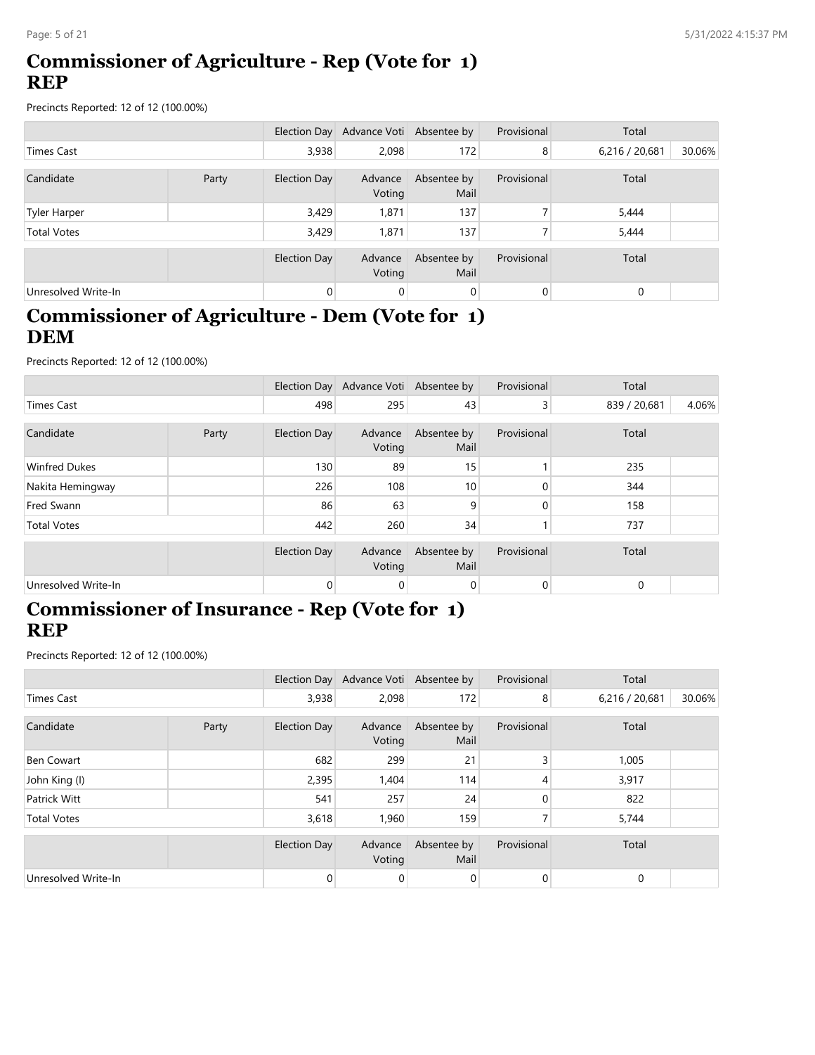## Commissioner of Agriculture - Rep (Vote for 1)
## REP

Precincts Reported: 12 of 12 (100.00%)

| | | Election Day | Advance Voti | Absentee by | Provisional | Total | |
|---|---|---|---|---|---|---|---|
| Times Cast | | 3,938 | 2,098 | 172 | 8 | 6,216 / 20,681 | 30.06% |

| Candidate | Party | Election Day | Advance Voting | Absentee by Mail | Provisional | Total | |
|---|---|---|---|---|---|---|---|
| Tyler Harper | | 3,429 | 1,871 | 137 | 7 | 5,444 | |
| Total Votes | | 3,429 | 1,871 | 137 | 7 | 5,444 | |

| | | Election Day | Advance Voting | Absentee by Mail | Provisional | Total | |
|---|---|---|---|---|---|---|---|
| Unresolved Write-In | | 0 | 0 | 0 | 0 | 0 | |

## Commissioner of Agriculture - Dem (Vote for 1)
## DEM

Precincts Reported: 12 of 12 (100.00%)

| | | Election Day | Advance Voti | Absentee by | Provisional | Total | |
|---|---|---|---|---|---|---|---|
| Times Cast | | 498 | 295 | 43 | 3 | 839 / 20,681 | 4.06% |

| Candidate | Party | Election Day | Advance Voting | Absentee by Mail | Provisional | Total | |
|---|---|---|---|---|---|---|---|
| Winfred Dukes | | 130 | 89 | 15 | 1 | 235 | |
| Nakita Hemingway | | 226 | 108 | 10 | 0 | 344 | |
| Fred Swann | | 86 | 63 | 9 | 0 | 158 | |
| Total Votes | | 442 | 260 | 34 | 1 | 737 | |

| | | Election Day | Advance Voting | Absentee by Mail | Provisional | Total | |
|---|---|---|---|---|---|---|---|
| Unresolved Write-In | | 0 | 0 | 0 | 0 | 0 | |

## Commissioner of Insurance - Rep (Vote for 1)
## REP

Precincts Reported: 12 of 12 (100.00%)

| | | Election Day | Advance Voti | Absentee by | Provisional | Total | |
|---|---|---|---|---|---|---|---|
| Times Cast | | 3,938 | 2,098 | 172 | 8 | 6,216 / 20,681 | 30.06% |

| Candidate | Party | Election Day | Advance Voting | Absentee by Mail | Provisional | Total | |
|---|---|---|---|---|---|---|---|
| Ben Cowart | | 682 | 299 | 21 | 3 | 1,005 | |
| John King (I) | | 2,395 | 1,404 | 114 | 4 | 3,917 | |
| Patrick Witt | | 541 | 257 | 24 | 0 | 822 | |
| Total Votes | | 3,618 | 1,960 | 159 | 7 | 5,744 | |

| | | Election Day | Advance Voting | Absentee by Mail | Provisional | Total | |
|---|---|---|---|---|---|---|---|
| Unresolved Write-In | | 0 | 0 | 0 | 0 | 0 | |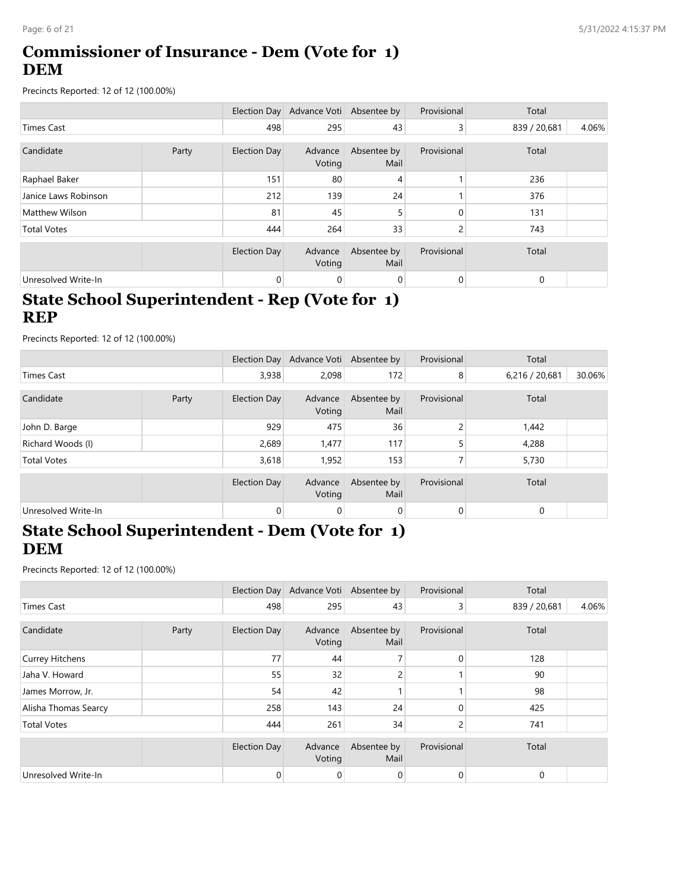# Commissioner of Insurance - Dem (Vote for 1) DEM

Precincts Reported: 12 of 12 (100.00%)

| | | Election Day | Advance Voti | Absentee by | Provisional | Total | |
|---|---|---|---|---|---|---|---|
| Times Cast | | 498 | 295 | 43 | 3 | 839 / 20,681 | 4.06% |

| Candidate | Party | Election Day | Advance Voting | Absentee by Mail | Provisional | Total | |
|---|---|---|---|---|---|---|---|
| Raphael Baker | | 151 | 80 | 4 | 1 | 236 | |
| Janice Laws Robinson | | 212 | 139 | 24 | 1 | 376 | |
| Matthew Wilson | | 81 | 45 | 5 | 0 | 131 | |
| Total Votes | | 444 | 264 | 33 | 2 | 743 | |

| | | Election Day | Advance Voting | Absentee by Mail | Provisional | Total | |
|---|---|---|---|---|---|---|---|
| Unresolved Write-In | | 0 | 0 | 0 | 0 | 0 | |

# State School Superintendent - Rep (Vote for 1) REP

Precincts Reported: 12 of 12 (100.00%)

| | | Election Day | Advance Voti | Absentee by | Provisional | Total | |
|---|---|---|---|---|---|---|---|
| Times Cast | | 3,938 | 2,098 | 172 | 8 | 6,216 / 20,681 | 30.06% |

| Candidate | Party | Election Day | Advance Voting | Absentee by Mail | Provisional | Total | |
|---|---|---|---|---|---|---|---|
| John D. Barge | | 929 | 475 | 36 | 2 | 1,442 | |
| Richard Woods (I) | | 2,689 | 1,477 | 117 | 5 | 4,288 | |
| Total Votes | | 3,618 | 1,952 | 153 | 7 | 5,730 | |

| | | Election Day | Advance Voting | Absentee by Mail | Provisional | Total | |
|---|---|---|---|---|---|---|---|
| Unresolved Write-In | | 0 | 0 | 0 | 0 | 0 | |

# State School Superintendent - Dem (Vote for 1) DEM

Precincts Reported: 12 of 12 (100.00%)

| | | Election Day | Advance Voti | Absentee by | Provisional | Total | |
|---|---|---|---|---|---|---|---|
| Times Cast | | 498 | 295 | 43 | 3 | 839 / 20,681 | 4.06% |

| Candidate | Party | Election Day | Advance Voting | Absentee by Mail | Provisional | Total | |
|---|---|---|---|---|---|---|---|
| Currey Hitchens | | 77 | 44 | 7 | 0 | 128 | |
| Jaha V. Howard | | 55 | 32 | 2 | 1 | 90 | |
| James Morrow, Jr. | | 54 | 42 | 1 | 1 | 98 | |
| Alisha Thomas Searcy | | 258 | 143 | 24 | 0 | 425 | |
| Total Votes | | 444 | 261 | 34 | 2 | 741 | |

| | | Election Day | Advance Voting | Absentee by Mail | Provisional | Total | |
|---|---|---|---|---|---|---|---|
| Unresolved Write-In | | 0 | 0 | 0 | 0 | 0 | |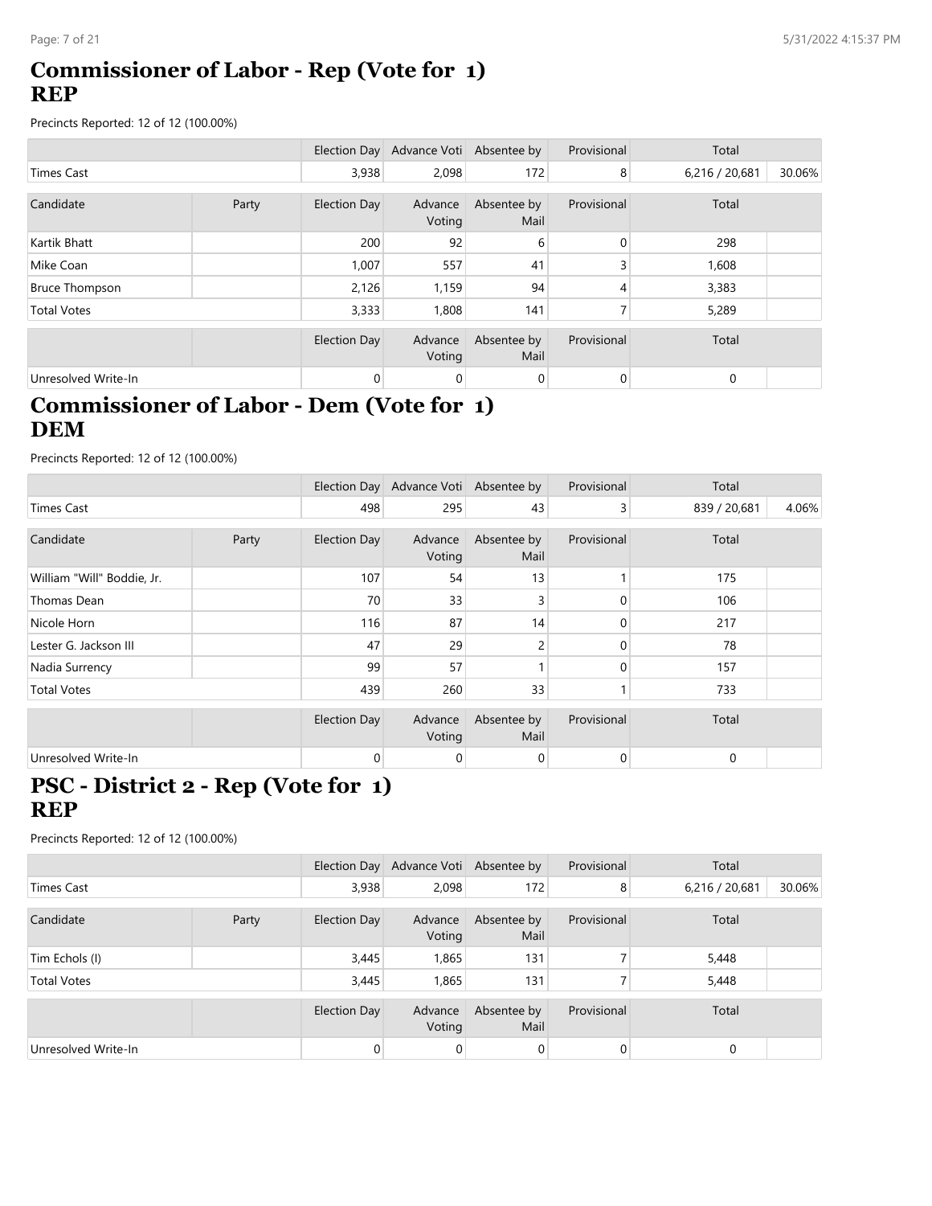## Commissioner of Labor - Rep (Vote for 1)
## REP

Precincts Reported: 12 of 12 (100.00%)

| | | Election Day | Advance Voti | Absentee by | Provisional | Total | |
|---|---|---|---|---|---|---|---|
| Times Cast | | 3,938 | 2,098 | 172 | 8 | 6,216 / 20,681 | 30.06% |

| Candidate | Party | Election Day | Advance Voting | Absentee by Mail | Provisional | Total | |
|---|---|---|---|---|---|---|---|
| Kartik Bhatt | | 200 | 92 | 6 | 0 | 298 | |
| Mike Coan | | 1,007 | 557 | 41 | 3 | 1,608 | |
| Bruce Thompson | | 2,126 | 1,159 | 94 | 4 | 3,383 | |
| Total Votes | | 3,333 | 1,808 | 141 | 7 | 5,289 | |

| | | Election Day | Advance Voting | Absentee by Mail | Provisional | Total | |
|---|---|---|---|---|---|---|---|
| Unresolved Write-In | | 0 | 0 | 0 | 0 | 0 | |

## Commissioner of Labor - Dem (Vote for 1)
## DEM

Precincts Reported: 12 of 12 (100.00%)

| | | Election Day | Advance Voti | Absentee by | Provisional | Total | |
|---|---|---|---|---|---|---|---|
| Times Cast | | 498 | 295 | 43 | 3 | 839 / 20,681 | 4.06% |

| Candidate | Party | Election Day | Advance Voting | Absentee by Mail | Provisional | Total | |
|---|---|---|---|---|---|---|---|
| William "Will" Boddie, Jr. | | 107 | 54 | 13 | 1 | 175 | |
| Thomas Dean | | 70 | 33 | 3 | 0 | 106 | |
| Nicole Horn | | 116 | 87 | 14 | 0 | 217 | |
| Lester G. Jackson III | | 47 | 29 | 2 | 0 | 78 | |
| Nadia Surrency | | 99 | 57 | 1 | 0 | 157 | |
| Total Votes | | 439 | 260 | 33 | 1 | 733 | |

| | | Election Day | Advance Voting | Absentee by Mail | Provisional | Total | |
|---|---|---|---|---|---|---|---|
| Unresolved Write-In | | 0 | 0 | 0 | 0 | 0 | |

## PSC - District 2 - Rep (Vote for 1)
## REP

Precincts Reported: 12 of 12 (100.00%)

| | | Election Day | Advance Voti | Absentee by | Provisional | Total | |
|---|---|---|---|---|---|---|---|
| Times Cast | | 3,938 | 2,098 | 172 | 8 | 6,216 / 20,681 | 30.06% |

| Candidate | Party | Election Day | Advance Voting | Absentee by Mail | Provisional | Total | |
|---|---|---|---|---|---|---|---|
| Tim Echols (I) | | 3,445 | 1,865 | 131 | 7 | 5,448 | |
| Total Votes | | 3,445 | 1,865 | 131 | 7 | 5,448 | |

| | | Election Day | Advance Voting | Absentee by Mail | Provisional | Total | |
|---|---|---|---|---|---|---|---|
| Unresolved Write-In | | 0 | 0 | 0 | 0 | 0 | |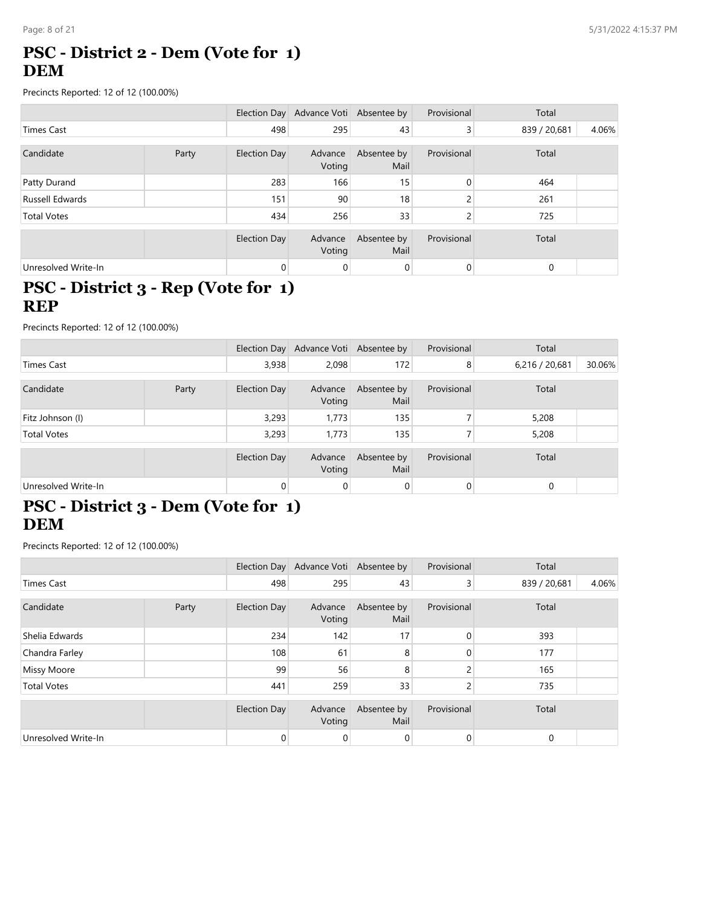## PSC - District 2 - Dem (Vote for 1)
## DEM

Precincts Reported: 12 of 12 (100.00%)

| | | Election Day | Advance Voti | Absentee by | Provisional | Total | |
|---|---|---|---|---|---|---|---|
| Times Cast | | 498 | 295 | 43 | 3 | 839 / 20,681 | 4.06% |

| Candidate | Party | Election Day | Advance Voting | Absentee by Mail | Provisional | Total | |
|---|---|---|---|---|---|---|---|
| Patty Durand | | 283 | 166 | 15 | 0 | 464 | |
| Russell Edwards | | 151 | 90 | 18 | 2 | 261 | |
| Total Votes | | 434 | 256 | 33 | 2 | 725 | |

| | | Election Day | Advance Voting | Absentee by Mail | Provisional | Total | |
|---|---|---|---|---|---|---|---|
| Unresolved Write-In | | 0 | 0 | 0 | 0 | 0 | |

## PSC - District 3 - Rep (Vote for 1)
## REP

Precincts Reported: 12 of 12 (100.00%)

| | | Election Day | Advance Voti | Absentee by | Provisional | Total | |
|---|---|---|---|---|---|---|---|
| Times Cast | | 3,938 | 2,098 | 172 | 8 | 6,216 / 20,681 | 30.06% |

| Candidate | Party | Election Day | Advance Voting | Absentee by Mail | Provisional | Total | |
|---|---|---|---|---|---|---|---|
| Fitz Johnson (I) | | 3,293 | 1,773 | 135 | 7 | 5,208 | |
| Total Votes | | 3,293 | 1,773 | 135 | 7 | 5,208 | |

| | | Election Day | Advance Voting | Absentee by Mail | Provisional | Total | |
|---|---|---|---|---|---|---|---|
| Unresolved Write-In | | 0 | 0 | 0 | 0 | 0 | |

## PSC - District 3 - Dem (Vote for 1)
## DEM

Precincts Reported: 12 of 12 (100.00%)

| | | Election Day | Advance Voti | Absentee by | Provisional | Total | |
|---|---|---|---|---|---|---|---|
| Times Cast | | 498 | 295 | 43 | 3 | 839 / 20,681 | 4.06% |

| Candidate | Party | Election Day | Advance Voting | Absentee by Mail | Provisional | Total | |
|---|---|---|---|---|---|---|---|
| Shelia Edwards | | 234 | 142 | 17 | 0 | 393 | |
| Chandra Farley | | 108 | 61 | 8 | 0 | 177 | |
| Missy Moore | | 99 | 56 | 8 | 2 | 165 | |
| Total Votes | | 441 | 259 | 33 | 2 | 735 | |

| | | Election Day | Advance Voting | Absentee by Mail | Provisional | Total | |
|---|---|---|---|---|---|---|---|
| Unresolved Write-In | | 0 | 0 | 0 | 0 | 0 | |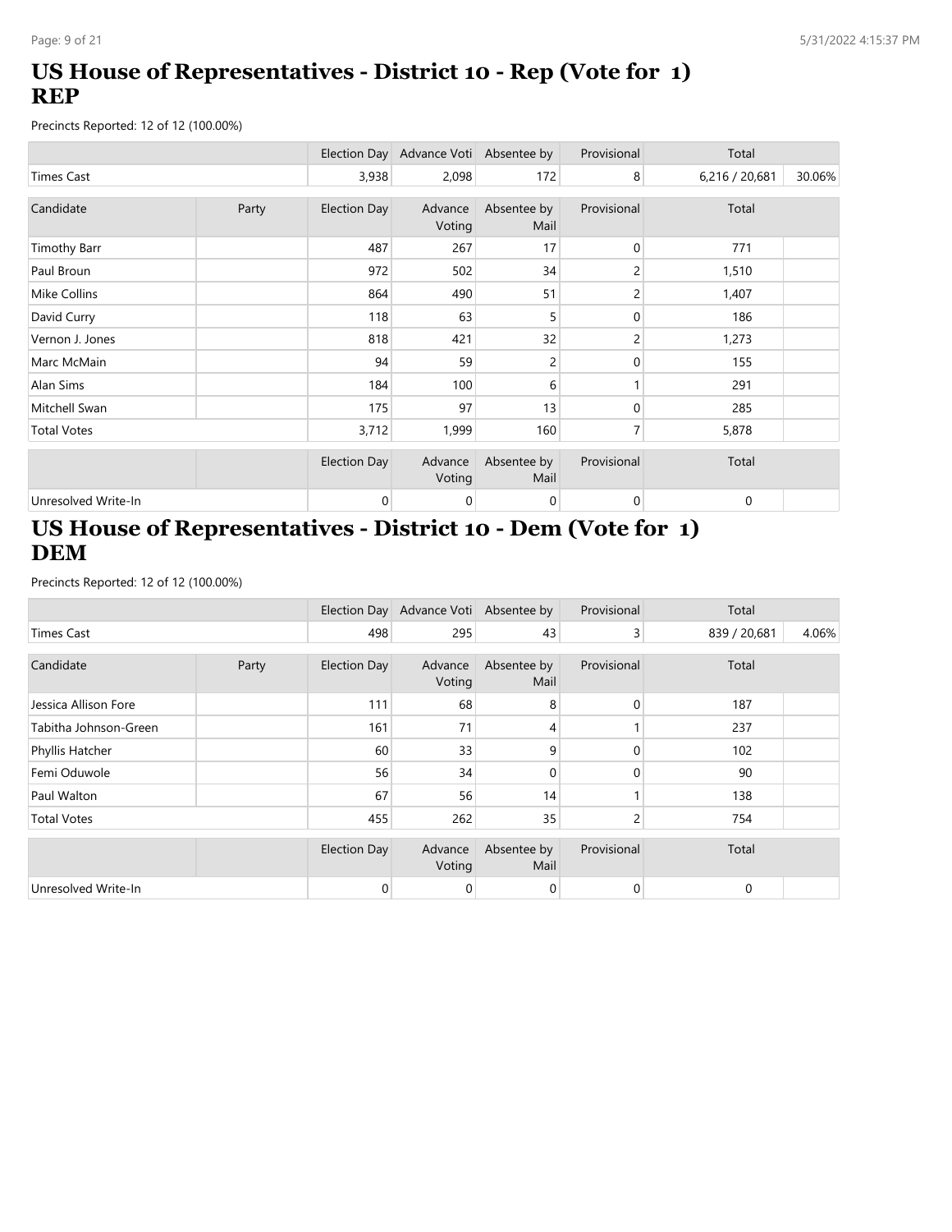# US House of Representatives - District 10 - Rep (Vote for 1) REP

Precincts Reported: 12 of 12 (100.00%)

| | | Election Day | Advance Voti | Absentee by | Provisional | Total | |
|---|---|---|---|---|---|---|---|
| Times Cast | | 3,938 | 2,098 | 172 | 8 | 6,216 / 20,681 | 30.06% |

| Candidate | Party | Election Day | Advance Voting | Absentee by Mail | Provisional | Total | |
|---|---|---|---|---|---|---|---|
| Timothy Barr | | 487 | 267 | 17 | 0 | 771 | |
| Paul Broun | | 972 | 502 | 34 | 2 | 1,510 | |
| Mike Collins | | 864 | 490 | 51 | 2 | 1,407 | |
| David Curry | | 118 | 63 | 5 | 0 | 186 | |
| Vernon J. Jones | | 818 | 421 | 32 | 2 | 1,273 | |
| Marc McMain | | 94 | 59 | 2 | 0 | 155 | |
| Alan Sims | | 184 | 100 | 6 | 1 | 291 | |
| Mitchell Swan | | 175 | 97 | 13 | 0 | 285 | |
| Total Votes | | 3,712 | 1,999 | 160 | 7 | 5,878 | |

| | | Election Day | Advance Voting | Absentee by Mail | Provisional | Total | |
|---|---|---|---|---|---|---|---|
| Unresolved Write-In | | 0 | 0 | 0 | 0 | 0 | |

# US House of Representatives - District 10 - Dem (Vote for 1) DEM

Precincts Reported: 12 of 12 (100.00%)

| | | Election Day | Advance Voti | Absentee by | Provisional | Total | |
|---|---|---|---|---|---|---|---|
| Times Cast | | 498 | 295 | 43 | 3 | 839 / 20,681 | 4.06% |

| Candidate | Party | Election Day | Advance Voting | Absentee by Mail | Provisional | Total | |
|---|---|---|---|---|---|---|---|
| Jessica Allison Fore | | 111 | 68 | 8 | 0 | 187 | |
| Tabitha Johnson-Green | | 161 | 71 | 4 | 1 | 237 | |
| Phyllis Hatcher | | 60 | 33 | 9 | 0 | 102 | |
| Femi Oduwole | | 56 | 34 | 0 | 0 | 90 | |
| Paul Walton | | 67 | 56 | 14 | 1 | 138 | |
| Total Votes | | 455 | 262 | 35 | 2 | 754 | |

| | | Election Day | Advance Voting | Absentee by Mail | Provisional | Total | |
|---|---|---|---|---|---|---|---|
| Unresolved Write-In | | 0 | 0 | 0 | 0 | 0 | |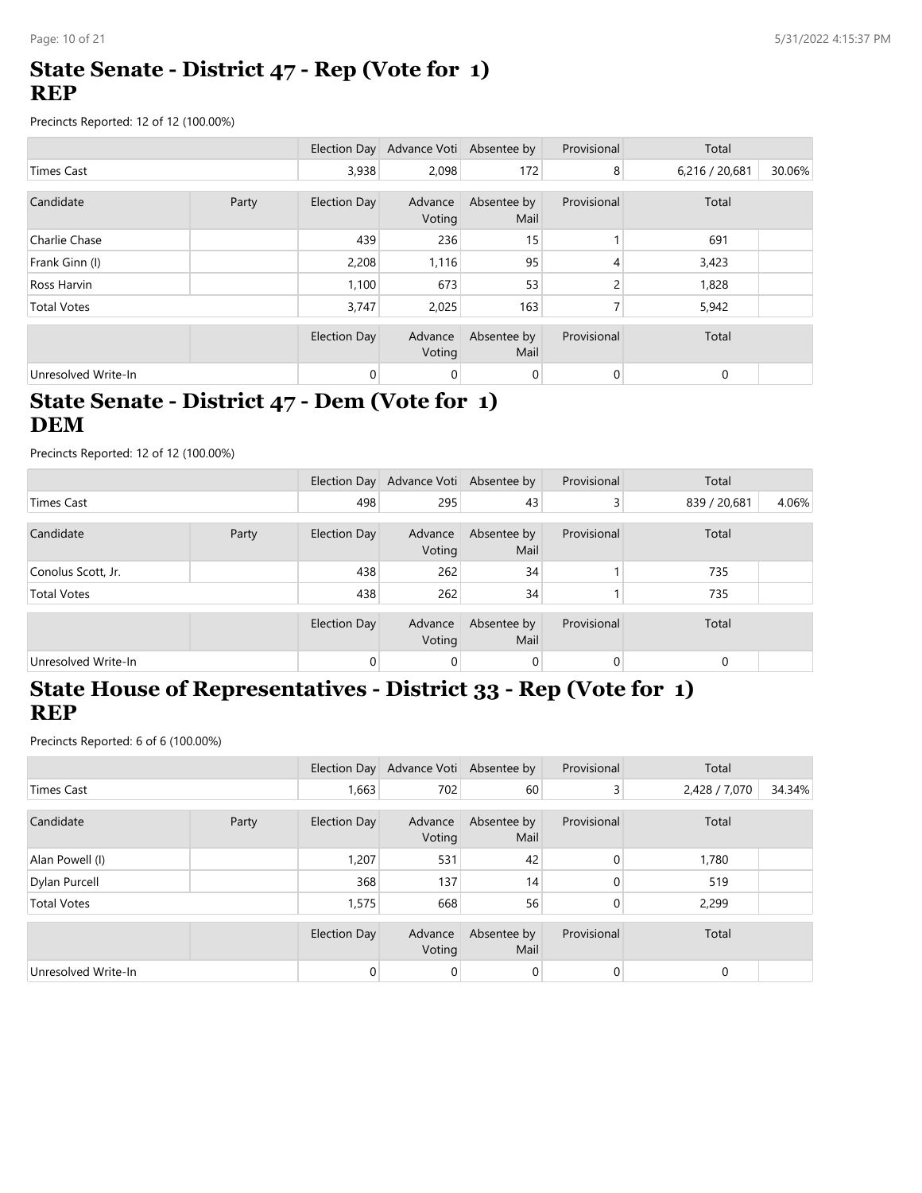## State Senate - District 47 - Rep (Vote for 1)
## REP

Precincts Reported: 12 of 12 (100.00%)

| | | Election Day | Advance Voti | Absentee by | Provisional | Total | |
|---|---|---|---|---|---|---|---|
| Times Cast | | 3,938 | 2,098 | 172 | 8 | 6,216 / 20,681 | 30.06% |

| Candidate | Party | Election Day | Advance Voting | Absentee by Mail | Provisional | Total | |
|---|---|---|---|---|---|---|---|
| Charlie Chase | | 439 | 236 | 15 | 1 | 691 | |
| Frank Ginn (I) | | 2,208 | 1,116 | 95 | 4 | 3,423 | |
| Ross Harvin | | 1,100 | 673 | 53 | 2 | 1,828 | |
| Total Votes | | 3,747 | 2,025 | 163 | 7 | 5,942 | |

| | | Election Day | Advance Voting | Absentee by Mail | Provisional | Total | |
|---|---|---|---|---|---|---|---|
| Unresolved Write-In | | 0 | 0 | 0 | 0 | 0 | |

## State Senate - District 47 - Dem (Vote for 1)
## DEM

Precincts Reported: 12 of 12 (100.00%)

| | | Election Day | Advance Voti | Absentee by | Provisional | Total | |
|---|---|---|---|---|---|---|---|
| Times Cast | | 498 | 295 | 43 | 3 | 839 / 20,681 | 4.06% |

| Candidate | Party | Election Day | Advance Voting | Absentee by Mail | Provisional | Total | |
|---|---|---|---|---|---|---|---|
| Conolus Scott, Jr. | | 438 | 262 | 34 | 1 | 735 | |
| Total Votes | | 438 | 262 | 34 | 1 | 735 | |

| | | Election Day | Advance Voting | Absentee by Mail | Provisional | Total | |
|---|---|---|---|---|---|---|---|
| Unresolved Write-In | | 0 | 0 | 0 | 0 | 0 | |

## State House of Representatives - District 33 - Rep (Vote for 1)
## REP

Precincts Reported: 6 of 6 (100.00%)

| | | Election Day | Advance Voti | Absentee by | Provisional | Total | |
|---|---|---|---|---|---|---|---|
| Times Cast | | 1,663 | 702 | 60 | 3 | 2,428 / 7,070 | 34.34% |

| Candidate | Party | Election Day | Advance Voting | Absentee by Mail | Provisional | Total | |
|---|---|---|---|---|---|---|---|
| Alan Powell (I) | | 1,207 | 531 | 42 | 0 | 1,780 | |
| Dylan Purcell | | 368 | 137 | 14 | 0 | 519 | |
| Total Votes | | 1,575 | 668 | 56 | 0 | 2,299 | |

| | | Election Day | Advance Voting | Absentee by Mail | Provisional | Total | |
|---|---|---|---|---|---|---|---|
| Unresolved Write-In | | 0 | 0 | 0 | 0 | 0 | |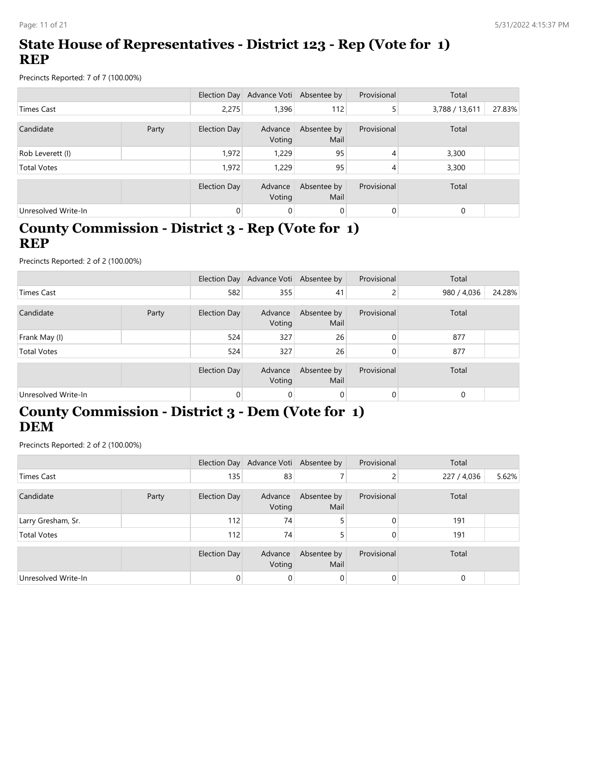## State House of Representatives - District 123 - Rep (Vote for 1) REP

Precincts Reported: 7 of 7 (100.00%)

| | | Election Day | Advance Voti | Absentee by | Provisional | Total | |
|---|---|---|---|---|---|---|---|
| Times Cast | | 2,275 | 1,396 | 112 | 5 | 3,788 / 13,611 | 27.83% |

| Candidate | Party | Election Day | Advance Voting | Absentee by Mail | Provisional | Total | |
|---|---|---|---|---|---|---|---|
| Rob Leverett (I) | | 1,972 | 1,229 | 95 | 4 | 3,300 | |
| Total Votes | | 1,972 | 1,229 | 95 | 4 | 3,300 | |

| | | Election Day | Advance Voting | Absentee by Mail | Provisional | Total | |
|---|---|---|---|---|---|---|---|
| Unresolved Write-In | | 0 | 0 | 0 | 0 | 0 | |

## County Commission - District 3 - Rep (Vote for 1) REP

Precincts Reported: 2 of 2 (100.00%)

| | | Election Day | Advance Voti | Absentee by | Provisional | Total | |
|---|---|---|---|---|---|---|---|
| Times Cast | | 582 | 355 | 41 | 2 | 980 / 4,036 | 24.28% |

| Candidate | Party | Election Day | Advance Voting | Absentee by Mail | Provisional | Total | |
|---|---|---|---|---|---|---|---|
| Frank May (I) | | 524 | 327 | 26 | 0 | 877 | |
| Total Votes | | 524 | 327 | 26 | 0 | 877 | |

| | | Election Day | Advance Voting | Absentee by Mail | Provisional | Total | |
|---|---|---|---|---|---|---|---|
| Unresolved Write-In | | 0 | 0 | 0 | 0 | 0 | |

## County Commission - District 3 - Dem (Vote for 1) DEM

Precincts Reported: 2 of 2 (100.00%)

| | | Election Day | Advance Voti | Absentee by | Provisional | Total | |
|---|---|---|---|---|---|---|---|
| Times Cast | | 135 | 83 | 7 | 2 | 227 / 4,036 | 5.62% |

| Candidate | Party | Election Day | Advance Voting | Absentee by Mail | Provisional | Total | |
|---|---|---|---|---|---|---|---|
| Larry Gresham, Sr. | | 112 | 74 | 5 | 0 | 191 | |
| Total Votes | | 112 | 74 | 5 | 0 | 191 | |

| | | Election Day | Advance Voting | Absentee by Mail | Provisional | Total | |
|---|---|---|---|---|---|---|---|
| Unresolved Write-In | | 0 | 0 | 0 | 0 | 0 | |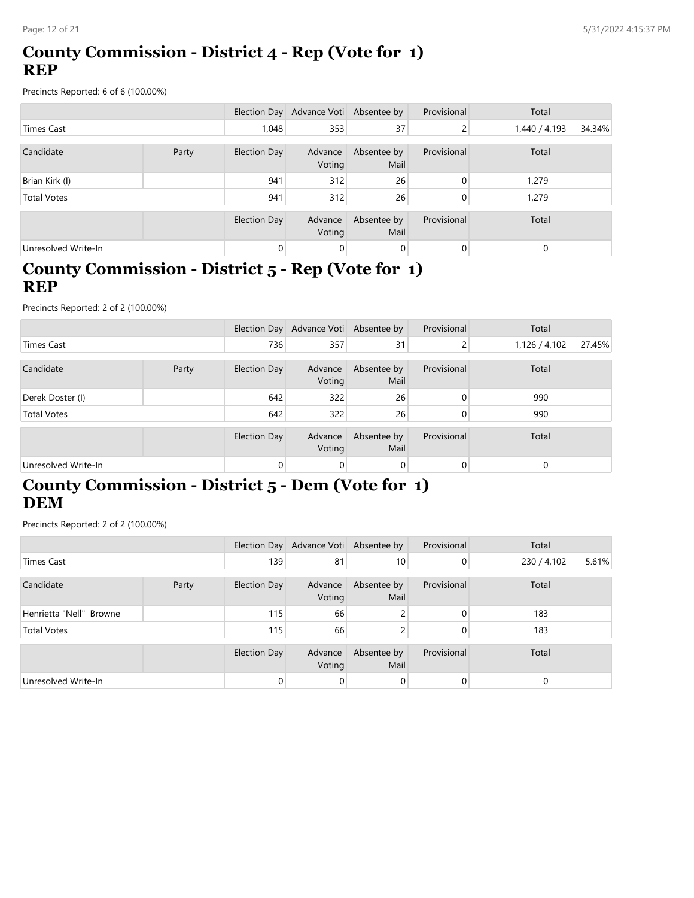## County Commission - District 4 - Rep (Vote for 1) REP

Precincts Reported: 6 of 6 (100.00%)

| | | Election Day | Advance Voti | Absentee by | Provisional | Total | |
|---|---|---|---|---|---|---|---|
| Times Cast | | 1,048 | 353 | 37 | 2 | 1,440 / 4,193 | 34.34% |

| Candidate | Party | Election Day | Advance Voting | Absentee by Mail | Provisional | Total | |
|---|---|---|---|---|---|---|---|
| Brian Kirk (I) | | 941 | 312 | 26 | 0 | 1,279 | |
| Total Votes | | 941 | 312 | 26 | 0 | 1,279 | |

| | | Election Day | Advance Voting | Absentee by Mail | Provisional | Total | |
|---|---|---|---|---|---|---|---|
| Unresolved Write-In | | 0 | 0 | 0 | 0 | 0 | |

## County Commission - District 5 - Rep (Vote for 1) REP

Precincts Reported: 2 of 2 (100.00%)

| | | Election Day | Advance Voti | Absentee by | Provisional | Total | |
|---|---|---|---|---|---|---|---|
| Times Cast | | 736 | 357 | 31 | 2 | 1,126 / 4,102 | 27.45% |

| Candidate | Party | Election Day | Advance Voting | Absentee by Mail | Provisional | Total | |
|---|---|---|---|---|---|---|---|
| Derek Doster (I) | | 642 | 322 | 26 | 0 | 990 | |
| Total Votes | | 642 | 322 | 26 | 0 | 990 | |

| | | Election Day | Advance Voting | Absentee by Mail | Provisional | Total | |
|---|---|---|---|---|---|---|---|
| Unresolved Write-In | | 0 | 0 | 0 | 0 | 0 | |

## County Commission - District 5 - Dem (Vote for 1) DEM

Precincts Reported: 2 of 2 (100.00%)

| | | Election Day | Advance Voti | Absentee by | Provisional | Total | |
|---|---|---|---|---|---|---|---|
| Times Cast | | 139 | 81 | 10 | 0 | 230 / 4,102 | 5.61% |

| Candidate | Party | Election Day | Advance Voting | Absentee by Mail | Provisional | Total | |
|---|---|---|---|---|---|---|---|
| Henrietta "Nell" Browne | | 115 | 66 | 2 | 0 | 183 | |
| Total Votes | | 115 | 66 | 2 | 0 | 183 | |

| | | Election Day | Advance Voting | Absentee by Mail | Provisional | Total | |
|---|---|---|---|---|---|---|---|
| Unresolved Write-In | | 0 | 0 | 0 | 0 | 0 | |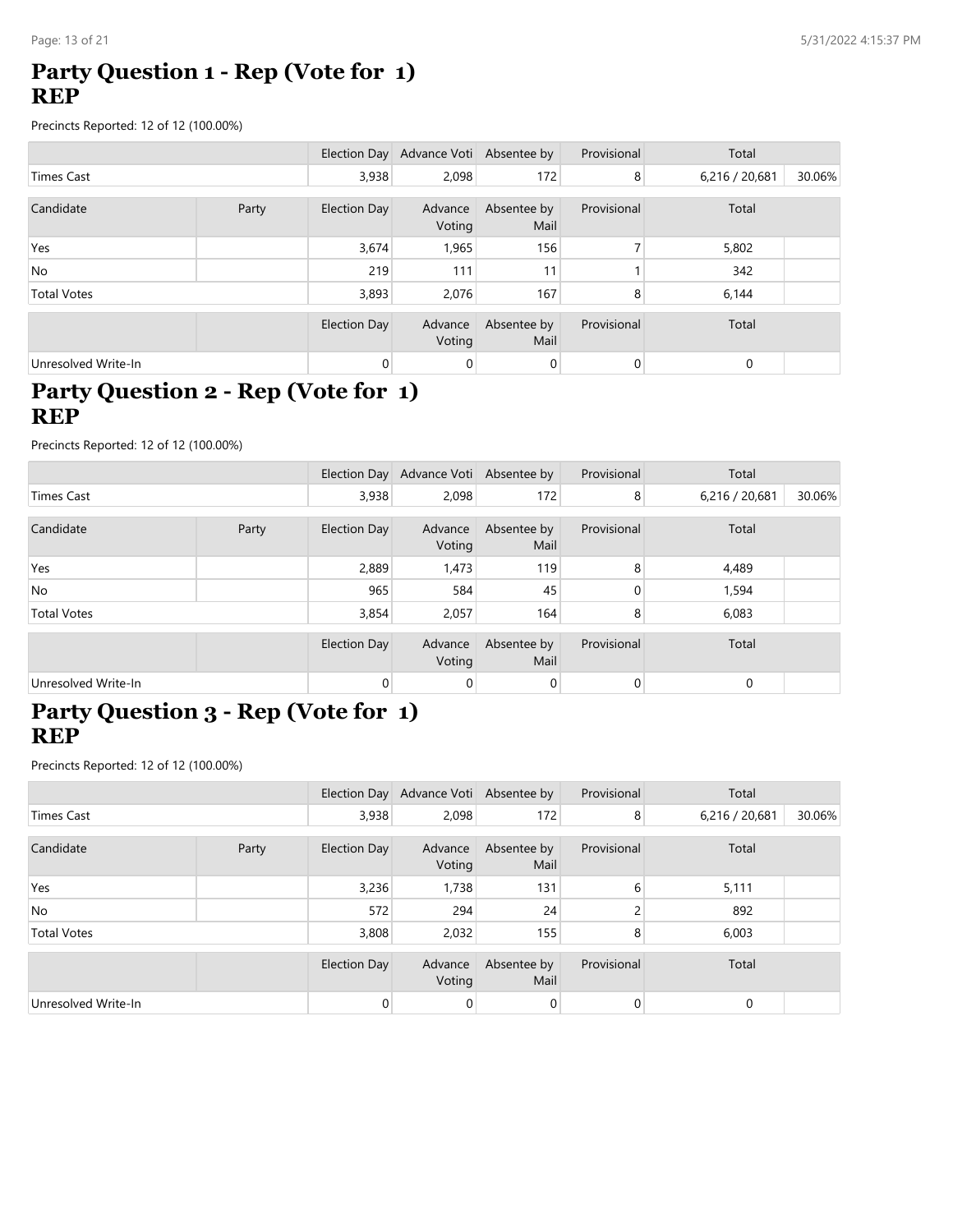## Party Question 1 - Rep (Vote for 1)
## REP

Precincts Reported: 12 of 12 (100.00%)

| | | Election Day | Advance Voti | Absentee by | Provisional | Total | |
|---|---|---|---|---|---|---|---|
| Times Cast | | 3,938 | 2,098 | 172 | 8 | 6,216 / 20,681 | 30.06% |

| Candidate | Party | Election Day | Advance Voting | Absentee by Mail | Provisional | Total | |
|---|---|---|---|---|---|---|---|
| Yes | | 3,674 | 1,965 | 156 | 7 | 5,802 | |
| No | | 219 | 111 | 11 | 1 | 342 | |
| Total Votes | | 3,893 | 2,076 | 167 | 8 | 6,144 | |

| | | Election Day | Advance Voting | Absentee by Mail | Provisional | Total | |
|---|---|---|---|---|---|---|---|
| Unresolved Write-In | | 0 | 0 | 0 | 0 | 0 | |

## Party Question 2 - Rep (Vote for 1)
## REP

Precincts Reported: 12 of 12 (100.00%)

| | | Election Day | Advance Voti | Absentee by | Provisional | Total | |
|---|---|---|---|---|---|---|---|
| Times Cast | | 3,938 | 2,098 | 172 | 8 | 6,216 / 20,681 | 30.06% |

| Candidate | Party | Election Day | Advance Voting | Absentee by Mail | Provisional | Total | |
|---|---|---|---|---|---|---|---|
| Yes | | 2,889 | 1,473 | 119 | 8 | 4,489 | |
| No | | 965 | 584 | 45 | 0 | 1,594 | |
| Total Votes | | 3,854 | 2,057 | 164 | 8 | 6,083 | |

| | | Election Day | Advance Voting | Absentee by Mail | Provisional | Total | |
|---|---|---|---|---|---|---|---|
| Unresolved Write-In | | 0 | 0 | 0 | 0 | 0 | |

## Party Question 3 - Rep (Vote for 1)
## REP

Precincts Reported: 12 of 12 (100.00%)

| | | Election Day | Advance Voti | Absentee by | Provisional | Total | |
|---|---|---|---|---|---|---|---|
| Times Cast | | 3,938 | 2,098 | 172 | 8 | 6,216 / 20,681 | 30.06% |

| Candidate | Party | Election Day | Advance Voting | Absentee by Mail | Provisional | Total | |
|---|---|---|---|---|---|---|---|
| Yes | | 3,236 | 1,738 | 131 | 6 | 5,111 | |
| No | | 572 | 294 | 24 | 2 | 892 | |
| Total Votes | | 3,808 | 2,032 | 155 | 8 | 6,003 | |

| | | Election Day | Advance Voting | Absentee by Mail | Provisional | Total | |
|---|---|---|---|---|---|---|---|
| Unresolved Write-In | | 0 | 0 | 0 | 0 | 0 | |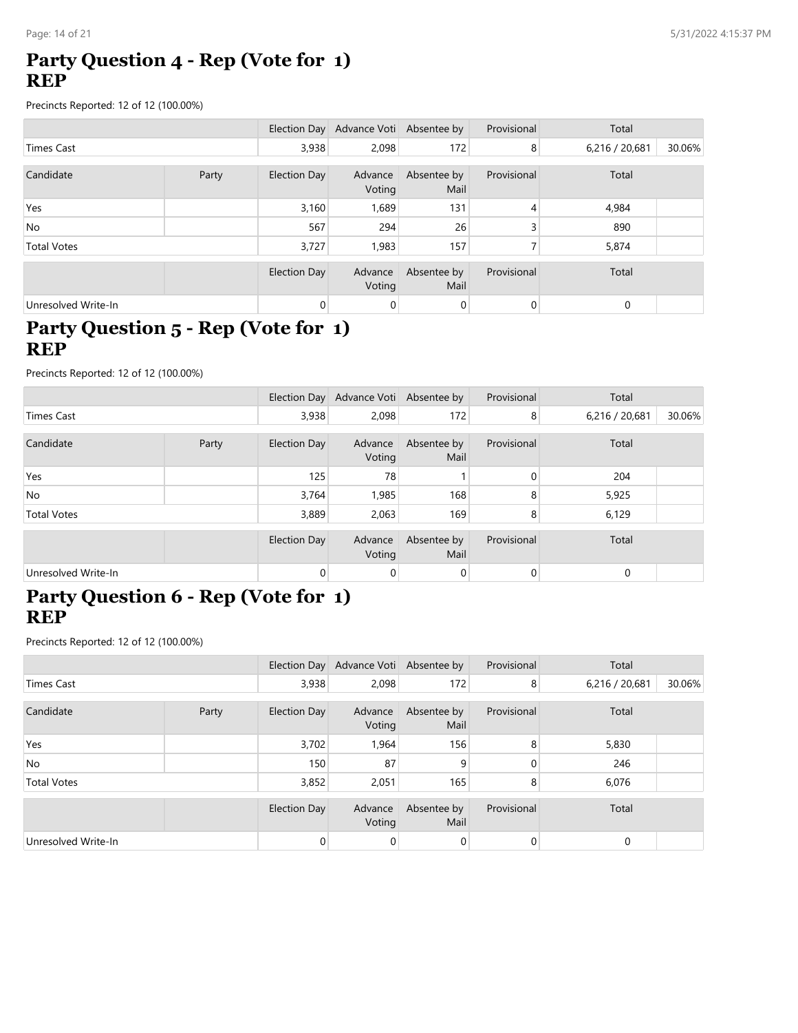## Party Question 4 - Rep (Vote for 1) REP

Precincts Reported: 12 of 12 (100.00%)

| | | Election Day | Advance Voti | Absentee by | Provisional | Total | |
|---|---|---|---|---|---|---|---|
| Times Cast | | 3,938 | 2,098 | 172 | 8 | 6,216 / 20,681 | 30.06% |

| Candidate | Party | Election Day | Advance Voting | Absentee by Mail | Provisional | Total | |
|---|---|---|---|---|---|---|---|
| Yes | | 3,160 | 1,689 | 131 | 4 | 4,984 | |
| No | | 567 | 294 | 26 | 3 | 890 | |
| Total Votes | | 3,727 | 1,983 | 157 | 7 | 5,874 | |

| | | Election Day | Advance Voting | Absentee by Mail | Provisional | Total | |
|---|---|---|---|---|---|---|---|
| Unresolved Write-In | | 0 | 0 | 0 | 0 | 0 | |

## Party Question 5 - Rep (Vote for 1) REP

Precincts Reported: 12 of 12 (100.00%)

| | | Election Day | Advance Voti | Absentee by | Provisional | Total | |
|---|---|---|---|---|---|---|---|
| Times Cast | | 3,938 | 2,098 | 172 | 8 | 6,216 / 20,681 | 30.06% |

| Candidate | Party | Election Day | Advance Voting | Absentee by Mail | Provisional | Total | |
|---|---|---|---|---|---|---|---|
| Yes | | 125 | 78 | 1 | 0 | 204 | |
| No | | 3,764 | 1,985 | 168 | 8 | 5,925 | |
| Total Votes | | 3,889 | 2,063 | 169 | 8 | 6,129 | |

| | | Election Day | Advance Voting | Absentee by Mail | Provisional | Total | |
|---|---|---|---|---|---|---|---|
| Unresolved Write-In | | 0 | 0 | 0 | 0 | 0 | |

## Party Question 6 - Rep (Vote for 1) REP

Precincts Reported: 12 of 12 (100.00%)

| | | Election Day | Advance Voti | Absentee by | Provisional | Total | |
|---|---|---|---|---|---|---|---|
| Times Cast | | 3,938 | 2,098 | 172 | 8 | 6,216 / 20,681 | 30.06% |

| Candidate | Party | Election Day | Advance Voting | Absentee by Mail | Provisional | Total | |
|---|---|---|---|---|---|---|---|
| Yes | | 3,702 | 1,964 | 156 | 8 | 5,830 | |
| No | | 150 | 87 | 9 | 0 | 246 | |
| Total Votes | | 3,852 | 2,051 | 165 | 8 | 6,076 | |

| | | Election Day | Advance Voting | Absentee by Mail | Provisional | Total | |
|---|---|---|---|---|---|---|---|
| Unresolved Write-In | | 0 | 0 | 0 | 0 | 0 | |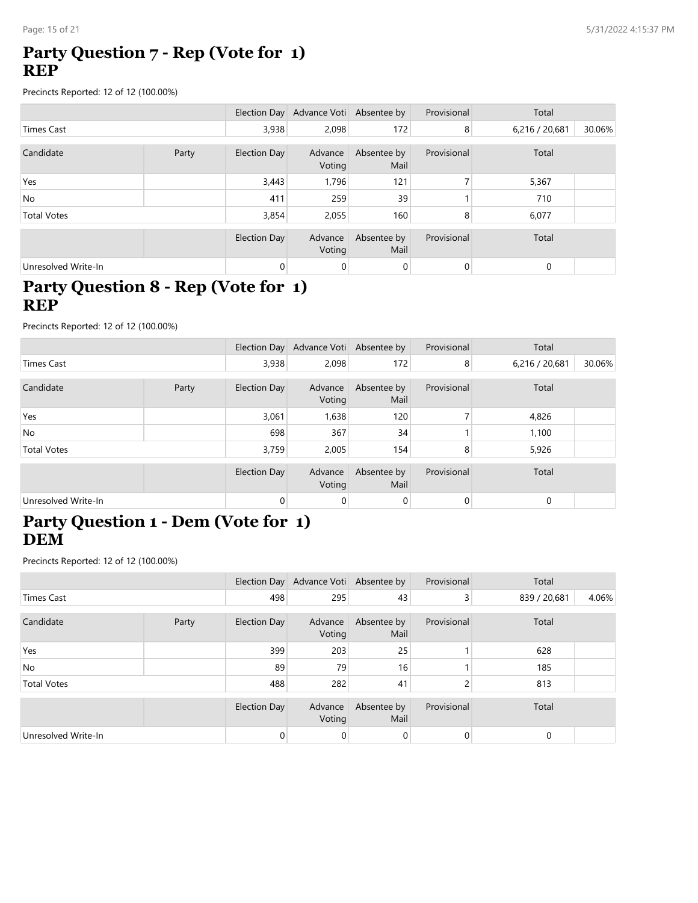## Party Question 7 - Rep (Vote for 1)
## REP

Precincts Reported: 12 of 12 (100.00%)

| | | Election Day | Advance Voti | Absentee by | Provisional | Total | |
|---|---|---|---|---|---|---|---|
| Times Cast | | 3,938 | 2,098 | 172 | 8 | 6,216 / 20,681 | 30.06% |

| Candidate | Party | Election Day | Advance Voting | Absentee by Mail | Provisional | Total | |
|---|---|---|---|---|---|---|---|
| Yes | | 3,443 | 1,796 | 121 | 7 | 5,367 | |
| No | | 411 | 259 | 39 | 1 | 710 | |
| Total Votes | | 3,854 | 2,055 | 160 | 8 | 6,077 | |

| | | Election Day | Advance Voting | Absentee by Mail | Provisional | Total | |
|---|---|---|---|---|---|---|---|
| Unresolved Write-In | | 0 | 0 | 0 | 0 | 0 | |

## Party Question 8 - Rep (Vote for 1)
## REP

Precincts Reported: 12 of 12 (100.00%)

| | | Election Day | Advance Voti | Absentee by | Provisional | Total | |
|---|---|---|---|---|---|---|---|
| Times Cast | | 3,938 | 2,098 | 172 | 8 | 6,216 / 20,681 | 30.06% |

| Candidate | Party | Election Day | Advance Voting | Absentee by Mail | Provisional | Total | |
|---|---|---|---|---|---|---|---|
| Yes | | 3,061 | 1,638 | 120 | 7 | 4,826 | |
| No | | 698 | 367 | 34 | 1 | 1,100 | |
| Total Votes | | 3,759 | 2,005 | 154 | 8 | 5,926 | |

| | | Election Day | Advance Voting | Absentee by Mail | Provisional | Total | |
|---|---|---|---|---|---|---|---|
| Unresolved Write-In | | 0 | 0 | 0 | 0 | 0 | |

## Party Question 1 - Dem (Vote for 1)
## DEM

Precincts Reported: 12 of 12 (100.00%)

| | | Election Day | Advance Voti | Absentee by | Provisional | Total | |
|---|---|---|---|---|---|---|---|
| Times Cast | | 498 | 295 | 43 | 3 | 839 / 20,681 | 4.06% |

| Candidate | Party | Election Day | Advance Voting | Absentee by Mail | Provisional | Total | |
|---|---|---|---|---|---|---|---|
| Yes | | 399 | 203 | 25 | 1 | 628 | |
| No | | 89 | 79 | 16 | 1 | 185 | |
| Total Votes | | 488 | 282 | 41 | 2 | 813 | |

| | | Election Day | Advance Voting | Absentee by Mail | Provisional | Total | |
|---|---|---|---|---|---|---|---|
| Unresolved Write-In | | 0 | 0 | 0 | 0 | 0 | |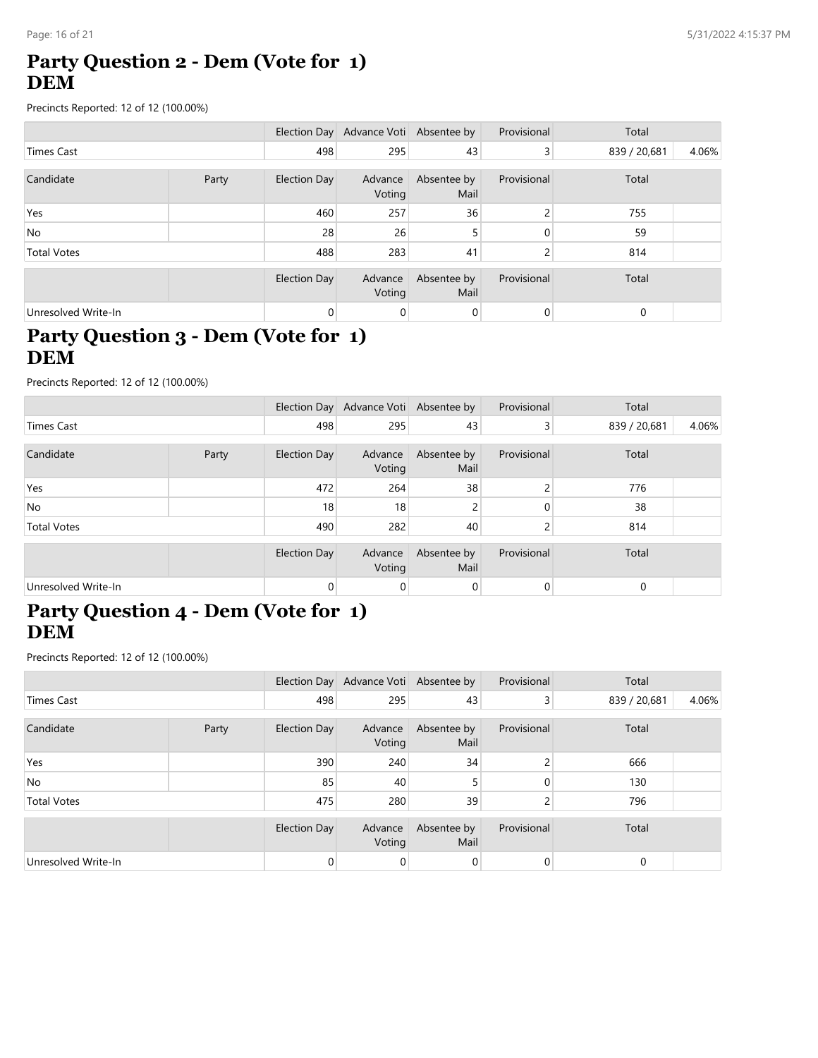## Party Question 2 - Dem (Vote for 1)
## DEM

Precincts Reported: 12 of 12 (100.00%)

| | Election Day | Advance Voti | Absentee by | Provisional | Total | |
|---|---|---|---|---|---|---|
| Times Cast | 498 | 295 | 43 | 3 | 839 / 20,681 | 4.06% |

| Candidate | Party | Election Day | Advance Voting | Absentee by Mail | Provisional | Total |
|---|---|---|---|---|---|---|
| Yes | | 460 | 257 | 36 | 2 | 755 |
| No | | 28 | 26 | 5 | 0 | 59 |
| Total Votes | | 488 | 283 | 41 | 2 | 814 |

| | | Election Day | Advance Voting | Absentee by Mail | Provisional | Total |
|---|---|---|---|---|---|---|
| Unresolved Write-In | | 0 | 0 | 0 | 0 | 0 |

## Party Question 3 - Dem (Vote for 1)
## DEM

Precincts Reported: 12 of 12 (100.00%)

| | Election Day | Advance Voti | Absentee by | Provisional | Total | |
|---|---|---|---|---|---|---|
| Times Cast | 498 | 295 | 43 | 3 | 839 / 20,681 | 4.06% |

| Candidate | Party | Election Day | Advance Voting | Absentee by Mail | Provisional | Total |
|---|---|---|---|---|---|---|
| Yes | | 472 | 264 | 38 | 2 | 776 |
| No | | 18 | 18 | 2 | 0 | 38 |
| Total Votes | | 490 | 282 | 40 | 2 | 814 |

| | | Election Day | Advance Voting | Absentee by Mail | Provisional | Total |
|---|---|---|---|---|---|---|
| Unresolved Write-In | | 0 | 0 | 0 | 0 | 0 |

## Party Question 4 - Dem (Vote for 1)
## DEM

Precincts Reported: 12 of 12 (100.00%)

| | Election Day | Advance Voti | Absentee by | Provisional | Total | |
|---|---|---|---|---|---|---|
| Times Cast | 498 | 295 | 43 | 3 | 839 / 20,681 | 4.06% |

| Candidate | Party | Election Day | Advance Voting | Absentee by Mail | Provisional | Total |
|---|---|---|---|---|---|---|
| Yes | | 390 | 240 | 34 | 2 | 666 |
| No | | 85 | 40 | 5 | 0 | 130 |
| Total Votes | | 475 | 280 | 39 | 2 | 796 |

| | | Election Day | Advance Voting | Absentee by Mail | Provisional | Total |
|---|---|---|---|---|---|---|
| Unresolved Write-In | | 0 | 0 | 0 | 0 | 0 |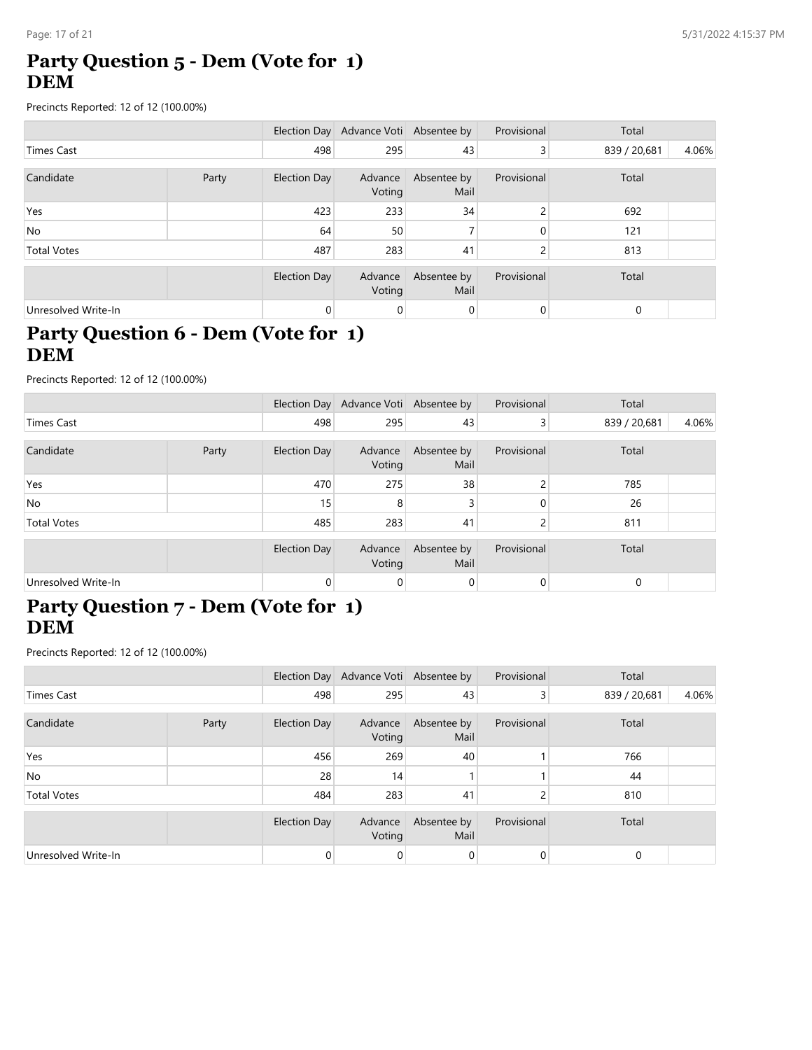## Party Question 5 - Dem (Vote for 1)
## DEM

Precincts Reported: 12 of 12 (100.00%)

| | | Election Day | Advance Voti | Absentee by | Provisional | Total | |
|---|---|---|---|---|---|---|---|
| Times Cast | | 498 | 295 | 43 | 3 | 839 / 20,681 | 4.06% |

| Candidate | Party | Election Day | Advance Voting | Absentee by Mail | Provisional | Total | |
|---|---|---|---|---|---|---|---|
| Yes | | 423 | 233 | 34 | 2 | 692 | |
| No | | 64 | 50 | 7 | 0 | 121 | |
| Total Votes | | 487 | 283 | 41 | 2 | 813 | |

| | | Election Day | Advance Voting | Absentee by Mail | Provisional | Total | |
|---|---|---|---|---|---|---|---|
| Unresolved Write-In | | 0 | 0 | 0 | 0 | 0 | |

## Party Question 6 - Dem (Vote for 1)
## DEM

Precincts Reported: 12 of 12 (100.00%)

| | | Election Day | Advance Voti | Absentee by | Provisional | Total | |
|---|---|---|---|---|---|---|---|
| Times Cast | | 498 | 295 | 43 | 3 | 839 / 20,681 | 4.06% |

| Candidate | Party | Election Day | Advance Voting | Absentee by Mail | Provisional | Total | |
|---|---|---|---|---|---|---|---|
| Yes | | 470 | 275 | 38 | 2 | 785 | |
| No | | 15 | 8 | 3 | 0 | 26 | |
| Total Votes | | 485 | 283 | 41 | 2 | 811 | |

| | | Election Day | Advance Voting | Absentee by Mail | Provisional | Total | |
|---|---|---|---|---|---|---|---|
| Unresolved Write-In | | 0 | 0 | 0 | 0 | 0 | |

## Party Question 7 - Dem (Vote for 1)
## DEM

Precincts Reported: 12 of 12 (100.00%)

| | | Election Day | Advance Voti | Absentee by | Provisional | Total | |
|---|---|---|---|---|---|---|---|
| Times Cast | | 498 | 295 | 43 | 3 | 839 / 20,681 | 4.06% |

| Candidate | Party | Election Day | Advance Voting | Absentee by Mail | Provisional | Total | |
|---|---|---|---|---|---|---|---|
| Yes | | 456 | 269 | 40 | 1 | 766 | |
| No | | 28 | 14 | 1 | 1 | 44 | |
| Total Votes | | 484 | 283 | 41 | 2 | 810 | |

| | | Election Day | Advance Voting | Absentee by Mail | Provisional | Total | |
|---|---|---|---|---|---|---|---|
| Unresolved Write-In | | 0 | 0 | 0 | 0 | 0 | |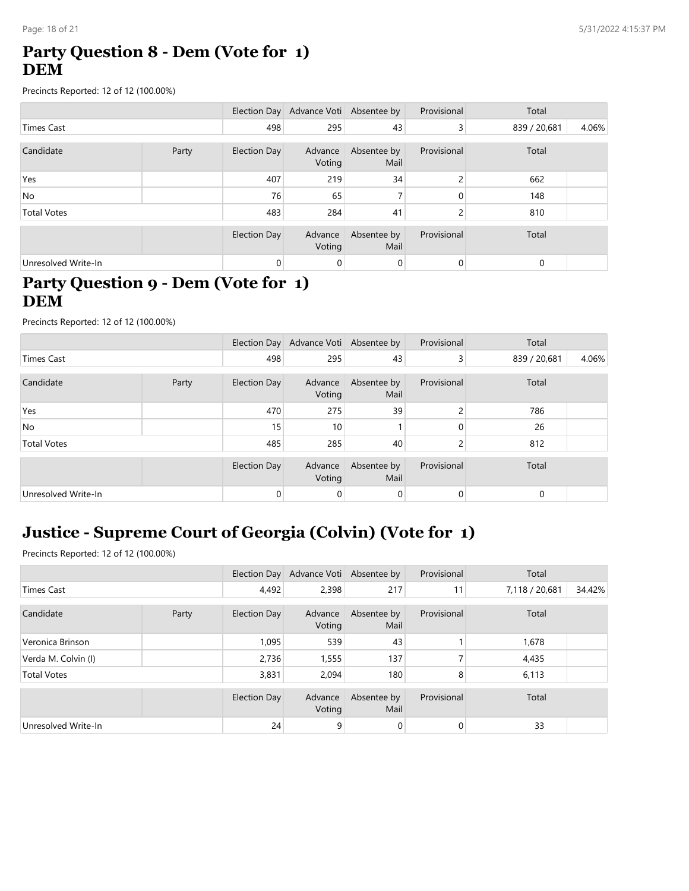## Party Question 8 - Dem (Vote for 1)
## DEM

Precincts Reported: 12 of 12 (100.00%)

| | | Election Day | Advance Voti | Absentee by | Provisional | Total | |
|---|---|---|---|---|---|---|---|
| Times Cast | | 498 | 295 | 43 | 3 | 839 / 20,681 | 4.06% |

| Candidate | Party | Election Day | Advance Voting | Absentee by Mail | Provisional | Total | |
|---|---|---|---|---|---|---|---|
| Yes | | 407 | 219 | 34 | 2 | 662 | |
| No | | 76 | 65 | 7 | 0 | 148 | |
| Total Votes | | 483 | 284 | 41 | 2 | 810 | |

| | | Election Day | Advance Voting | Absentee by Mail | Provisional | Total | |
|---|---|---|---|---|---|---|---|
| Unresolved Write-In | | 0 | 0 | 0 | 0 | 0 | |

## Party Question 9 - Dem (Vote for 1)
## DEM

Precincts Reported: 12 of 12 (100.00%)

| | | Election Day | Advance Voti | Absentee by | Provisional | Total | |
|---|---|---|---|---|---|---|---|
| Times Cast | | 498 | 295 | 43 | 3 | 839 / 20,681 | 4.06% |

| Candidate | Party | Election Day | Advance Voting | Absentee by Mail | Provisional | Total | |
|---|---|---|---|---|---|---|---|
| Yes | | 470 | 275 | 39 | 2 | 786 | |
| No | | 15 | 10 | 1 | 0 | 26 | |
| Total Votes | | 485 | 285 | 40 | 2 | 812 | |

| | | Election Day | Advance Voting | Absentee by Mail | Provisional | Total | |
|---|---|---|---|---|---|---|---|
| Unresolved Write-In | | 0 | 0 | 0 | 0 | 0 | |

## Justice - Supreme Court of Georgia (Colvin) (Vote for 1)

Precincts Reported: 12 of 12 (100.00%)

| | | Election Day | Advance Voti | Absentee by | Provisional | Total | |
|---|---|---|---|---|---|---|---|
| Times Cast | | 4,492 | 2,398 | 217 | 11 | 7,118 / 20,681 | 34.42% |

| Candidate | Party | Election Day | Advance Voting | Absentee by Mail | Provisional | Total | |
|---|---|---|---|---|---|---|---|
| Veronica Brinson | | 1,095 | 539 | 43 | 1 | 1,678 | |
| Verda M. Colvin (I) | | 2,736 | 1,555 | 137 | 7 | 4,435 | |
| Total Votes | | 3,831 | 2,094 | 180 | 8 | 6,113 | |

| | | Election Day | Advance Voting | Absentee by Mail | Provisional | Total | |
|---|---|---|---|---|---|---|---|
| Unresolved Write-In | | 24 | 9 | 0 | 0 | 33 | |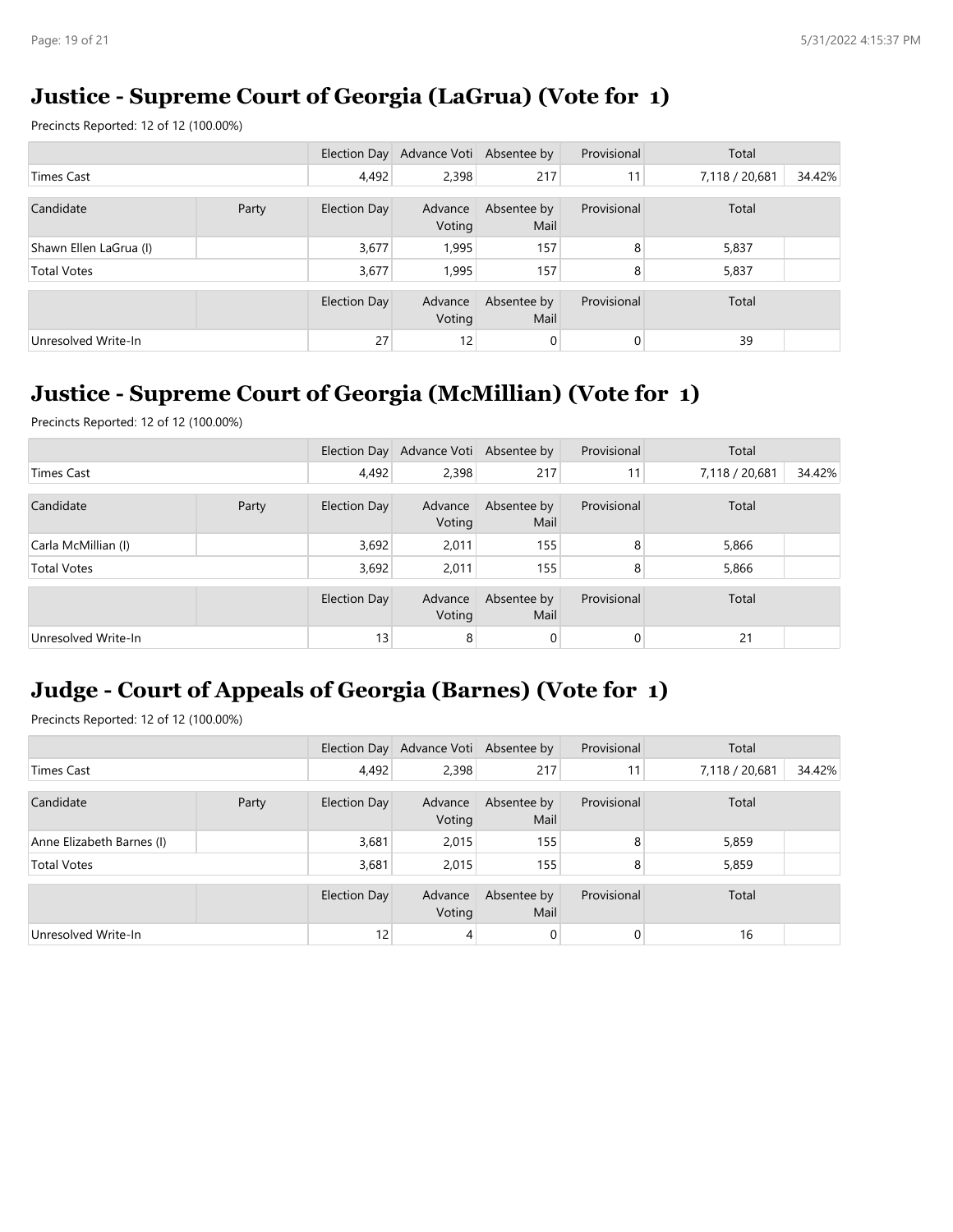## Justice - Supreme Court of Georgia (LaGrua) (Vote for 1)

Precincts Reported: 12 of 12 (100.00%)

| | | Election Day | Advance Voti | Absentee by | Provisional | Total | |
|---|---|---|---|---|---|---|---|
| Times Cast | | 4,492 | 2,398 | 217 | 11 | 7,118 / 20,681 | 34.42% |

| Candidate | Party | Election Day | Advance Voting | Absentee by Mail | Provisional | Total | |
|---|---|---|---|---|---|---|---|
| Shawn Ellen LaGrua (I) | | 3,677 | 1,995 | 157 | 8 | 5,837 | |
| Total Votes | | 3,677 | 1,995 | 157 | 8 | 5,837 | |

| | | Election Day | Advance Voting | Absentee by Mail | Provisional | Total | |
|---|---|---|---|---|---|---|---|
| Unresolved Write-In | | 27 | 12 | 0 | 0 | 39 | |

## Justice - Supreme Court of Georgia (McMillian) (Vote for 1)

Precincts Reported: 12 of 12 (100.00%)

| | | Election Day | Advance Voti | Absentee by | Provisional | Total | |
|---|---|---|---|---|---|---|---|
| Times Cast | | 4,492 | 2,398 | 217 | 11 | 7,118 / 20,681 | 34.42% |

| Candidate | Party | Election Day | Advance Voting | Absentee by Mail | Provisional | Total | |
|---|---|---|---|---|---|---|---|
| Carla McMillian (I) | | 3,692 | 2,011 | 155 | 8 | 5,866 | |
| Total Votes | | 3,692 | 2,011 | 155 | 8 | 5,866 | |

| | | Election Day | Advance Voting | Absentee by Mail | Provisional | Total | |
|---|---|---|---|---|---|---|---|
| Unresolved Write-In | | 13 | 8 | 0 | 0 | 21 | |

## Judge - Court of Appeals of Georgia (Barnes) (Vote for 1)

Precincts Reported: 12 of 12 (100.00%)

| | | Election Day | Advance Voti | Absentee by | Provisional | Total | |
|---|---|---|---|---|---|---|---|
| Times Cast | | 4,492 | 2,398 | 217 | 11 | 7,118 / 20,681 | 34.42% |

| Candidate | Party | Election Day | Advance Voting | Absentee by Mail | Provisional | Total | |
|---|---|---|---|---|---|---|---|
| Anne Elizabeth Barnes (I) | | 3,681 | 2,015 | 155 | 8 | 5,859 | |
| Total Votes | | 3,681 | 2,015 | 155 | 8 | 5,859 | |

| | | Election Day | Advance Voting | Absentee by Mail | Provisional | Total | |
|---|---|---|---|---|---|---|---|
| Unresolved Write-In | | 12 | 4 | 0 | 0 | 16 | |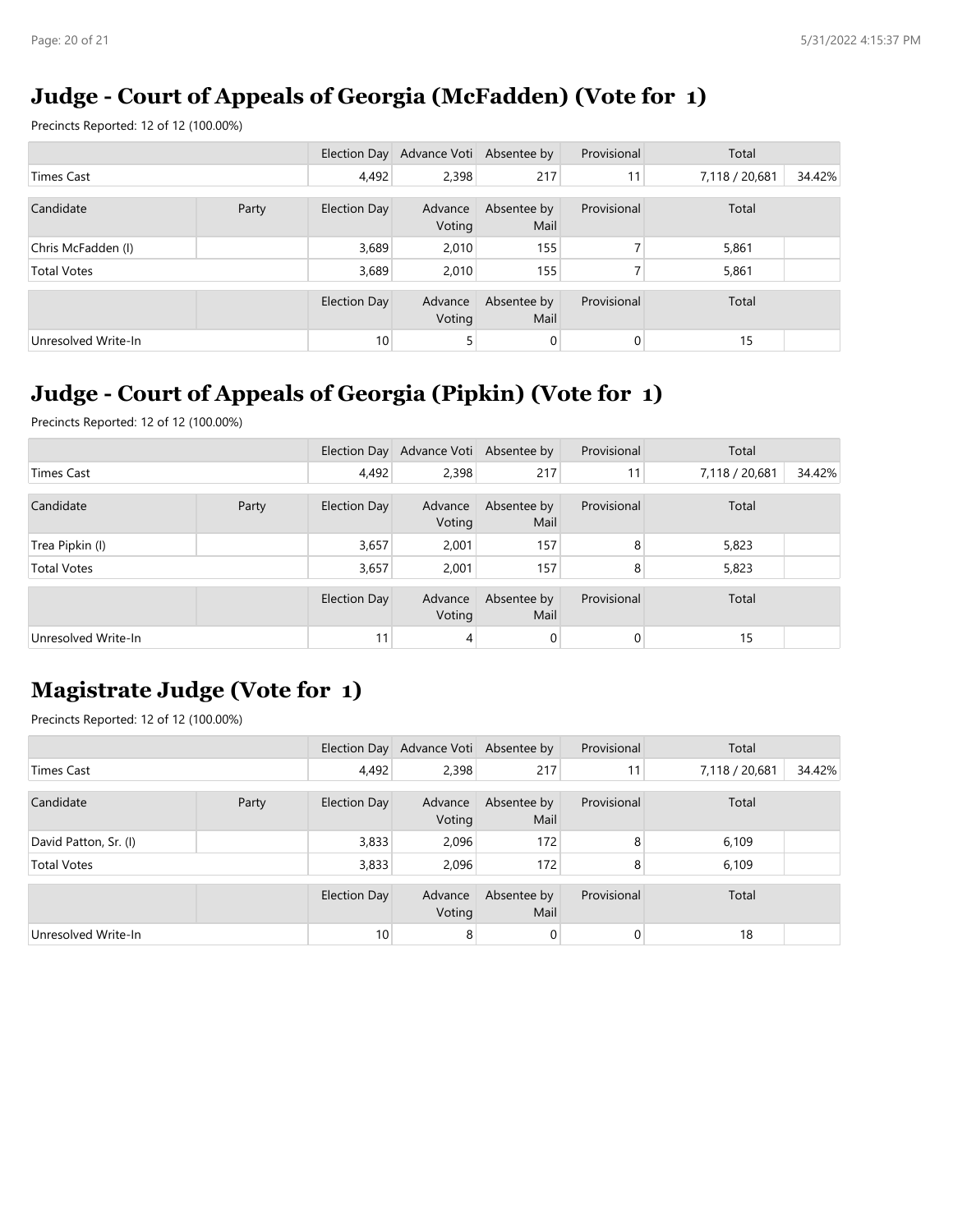## Judge - Court of Appeals of Georgia (McFadden) (Vote for 1)

Precincts Reported: 12 of 12 (100.00%)

| | | Election Day | Advance Voti | Absentee by | Provisional | Total | |
|---|---|---|---|---|---|---|---|
| Times Cast | | 4,492 | 2,398 | 217 | 11 | 7,118 / 20,681 | 34.42% |

| Candidate | Party | Election Day | Advance Voting | Absentee by Mail | Provisional | Total | |
|---|---|---|---|---|---|---|---|
| Chris McFadden (I) | | 3,689 | 2,010 | 155 | 7 | 5,861 | |
| Total Votes | | 3,689 | 2,010 | 155 | 7 | 5,861 | |

| | | Election Day | Advance Voting | Absentee by Mail | Provisional | Total | |
|---|---|---|---|---|---|---|---|
| Unresolved Write-In | | 10 | 5 | 0 | 0 | 15 | |

## Judge - Court of Appeals of Georgia (Pipkin) (Vote for 1)

Precincts Reported: 12 of 12 (100.00%)

| | | Election Day | Advance Voti | Absentee by | Provisional | Total | |
|---|---|---|---|---|---|---|---|
| Times Cast | | 4,492 | 2,398 | 217 | 11 | 7,118 / 20,681 | 34.42% |

| Candidate | Party | Election Day | Advance Voting | Absentee by Mail | Provisional | Total | |
|---|---|---|---|---|---|---|---|
| Trea Pipkin (I) | | 3,657 | 2,001 | 157 | 8 | 5,823 | |
| Total Votes | | 3,657 | 2,001 | 157 | 8 | 5,823 | |

| | | Election Day | Advance Voting | Absentee by Mail | Provisional | Total | |
|---|---|---|---|---|---|---|---|
| Unresolved Write-In | | 11 | 4 | 0 | 0 | 15 | |

## Magistrate Judge (Vote for 1)

Precincts Reported: 12 of 12 (100.00%)

| | | Election Day | Advance Voti | Absentee by | Provisional | Total | |
|---|---|---|---|---|---|---|---|
| Times Cast | | 4,492 | 2,398 | 217 | 11 | 7,118 / 20,681 | 34.42% |

| Candidate | Party | Election Day | Advance Voting | Absentee by Mail | Provisional | Total | |
|---|---|---|---|---|---|---|---|
| David Patton, Sr. (I) | | 3,833 | 2,096 | 172 | 8 | 6,109 | |
| Total Votes | | 3,833 | 2,096 | 172 | 8 | 6,109 | |

| | | Election Day | Advance Voting | Absentee by Mail | Provisional | Total | |
|---|---|---|---|---|---|---|---|
| Unresolved Write-In | | 10 | 8 | 0 | 0 | 18 | |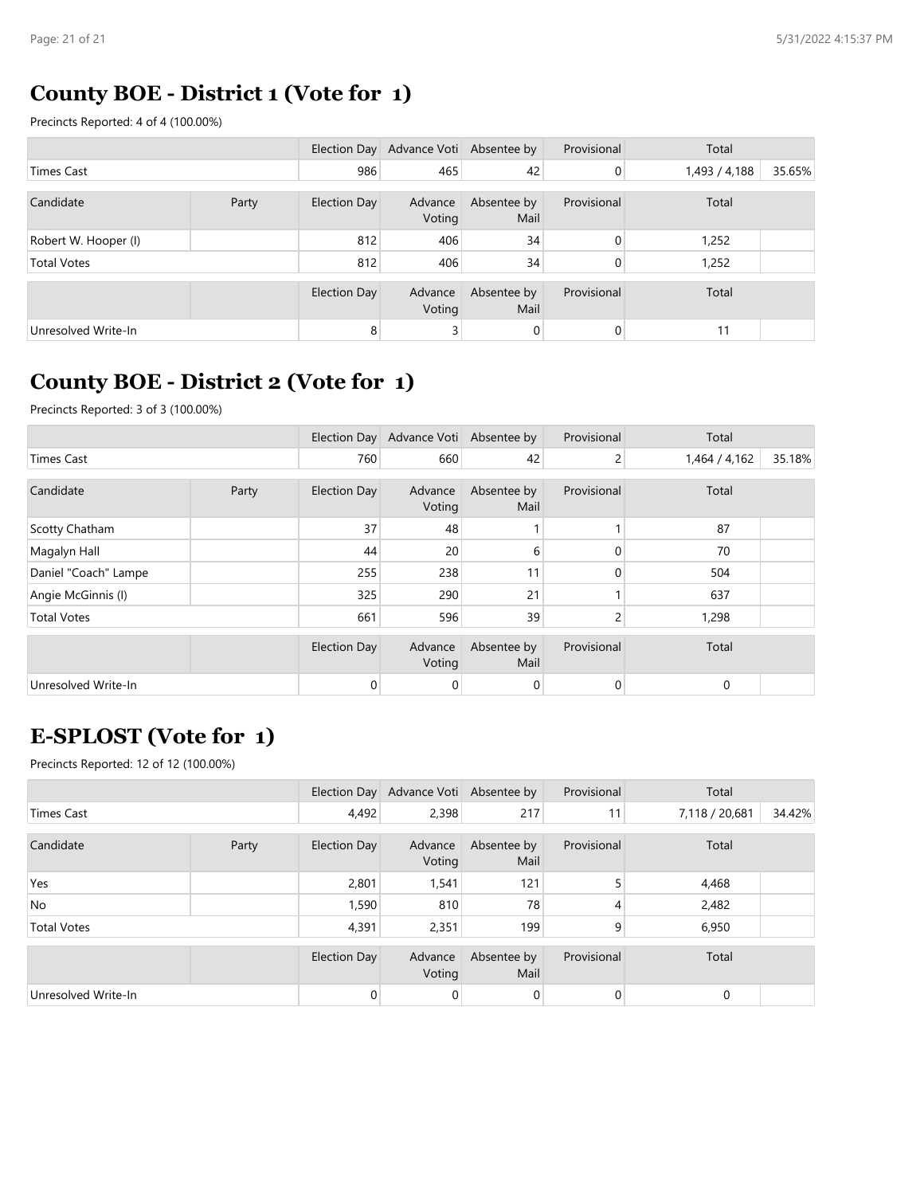## County BOE - District 1 (Vote for 1)

Precincts Reported: 4 of 4 (100.00%)

| | | Election Day | Advance Voti | Absentee by | Provisional | Total | |
|---|---|---|---|---|---|---|---|
| Times Cast | | 986 | 465 | 42 | 0 | 1,493 / 4,188 | 35.65% |

| Candidate | Party | Election Day | Advance Voting | Absentee by Mail | Provisional | Total | |
|---|---|---|---|---|---|---|---|
| Robert W. Hooper (I) | | 812 | 406 | 34 | 0 | 1,252 | |
| Total Votes | | 812 | 406 | 34 | 0 | 1,252 | |

| | | Election Day | Advance Voting | Absentee by Mail | Provisional | Total | |
|---|---|---|---|---|---|---|---|
| Unresolved Write-In | | 8 | 3 | 0 | 0 | 11 | |

## County BOE - District 2 (Vote for 1)

Precincts Reported: 3 of 3 (100.00%)

| | | Election Day | Advance Voti | Absentee by | Provisional | Total | |
|---|---|---|---|---|---|---|---|
| Times Cast | | 760 | 660 | 42 | 2 | 1,464 / 4,162 | 35.18% |

| Candidate | Party | Election Day | Advance Voting | Absentee by Mail | Provisional | Total | |
|---|---|---|---|---|---|---|---|
| Scotty Chatham | | 37 | 48 | 1 | 1 | 87 | |
| Magalyn Hall | | 44 | 20 | 6 | 0 | 70 | |
| Daniel "Coach" Lampe | | 255 | 238 | 11 | 0 | 504 | |
| Angie McGinnis (I) | | 325 | 290 | 21 | 1 | 637 | |
| Total Votes | | 661 | 596 | 39 | 2 | 1,298 | |

| | | Election Day | Advance Voting | Absentee by Mail | Provisional | Total | |
|---|---|---|---|---|---|---|---|
| Unresolved Write-In | | 0 | 0 | 0 | 0 | 0 | |

## E-SPLOST (Vote for 1)

Precincts Reported: 12 of 12 (100.00%)

| | | Election Day | Advance Voti | Absentee by | Provisional | Total | |
|---|---|---|---|---|---|---|---|
| Times Cast | | 4,492 | 2,398 | 217 | 11 | 7,118 / 20,681 | 34.42% |

| Candidate | Party | Election Day | Advance Voting | Absentee by Mail | Provisional | Total | |
|---|---|---|---|---|---|---|---|
| Yes | | 2,801 | 1,541 | 121 | 5 | 4,468 | |
| No | | 1,590 | 810 | 78 | 4 | 2,482 | |
| Total Votes | | 4,391 | 2,351 | 199 | 9 | 6,950 | |

| | | Election Day | Advance Voting | Absentee by Mail | Provisional | Total | |
|---|---|---|---|---|---|---|---|
| Unresolved Write-In | | 0 | 0 | 0 | 0 | 0 | |